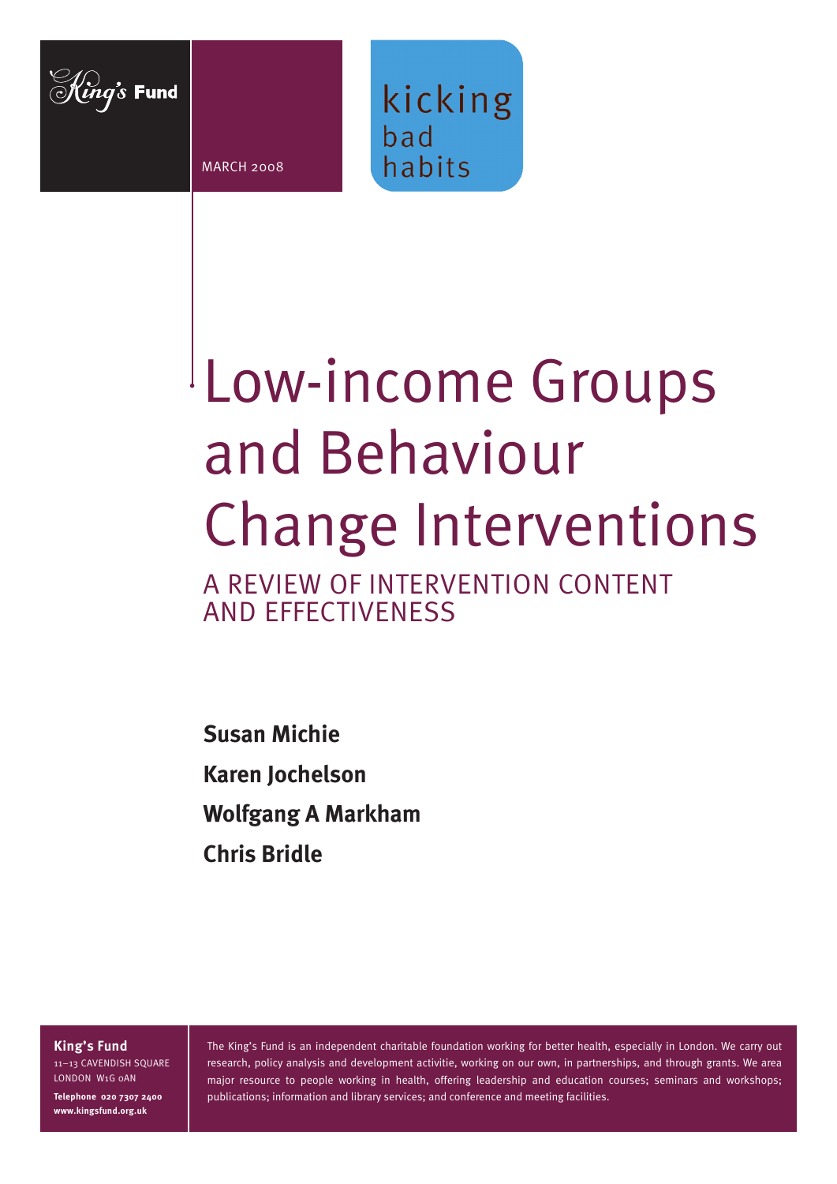King's Fund

MARCH 2008

kicking bad habits

# Low-income Groups and Behaviour Change Interventions

## A REVIEW OF INTERVENTION CONTENT AND EFFECTIVENESS

**Susan Michie**

**Karen Jochelson**

**Wolfgang A Markham**

**Chris Bridle**

**King's Fund**
11–13 CAVENDISH SQUARE
LONDON W1G 0AN
**Telephone 020 7307 2400**
**www.kingsfund.org.uk**

The King's Fund is an independent charitable foundation working for better health, especially in London. We carry out research, policy analysis and development activitie, working on our own, in partnerships, and through grants. We area major resource to people working in health, offering leadership and education courses; seminars and workshops; publications; information and library services; and conference and meeting facilities.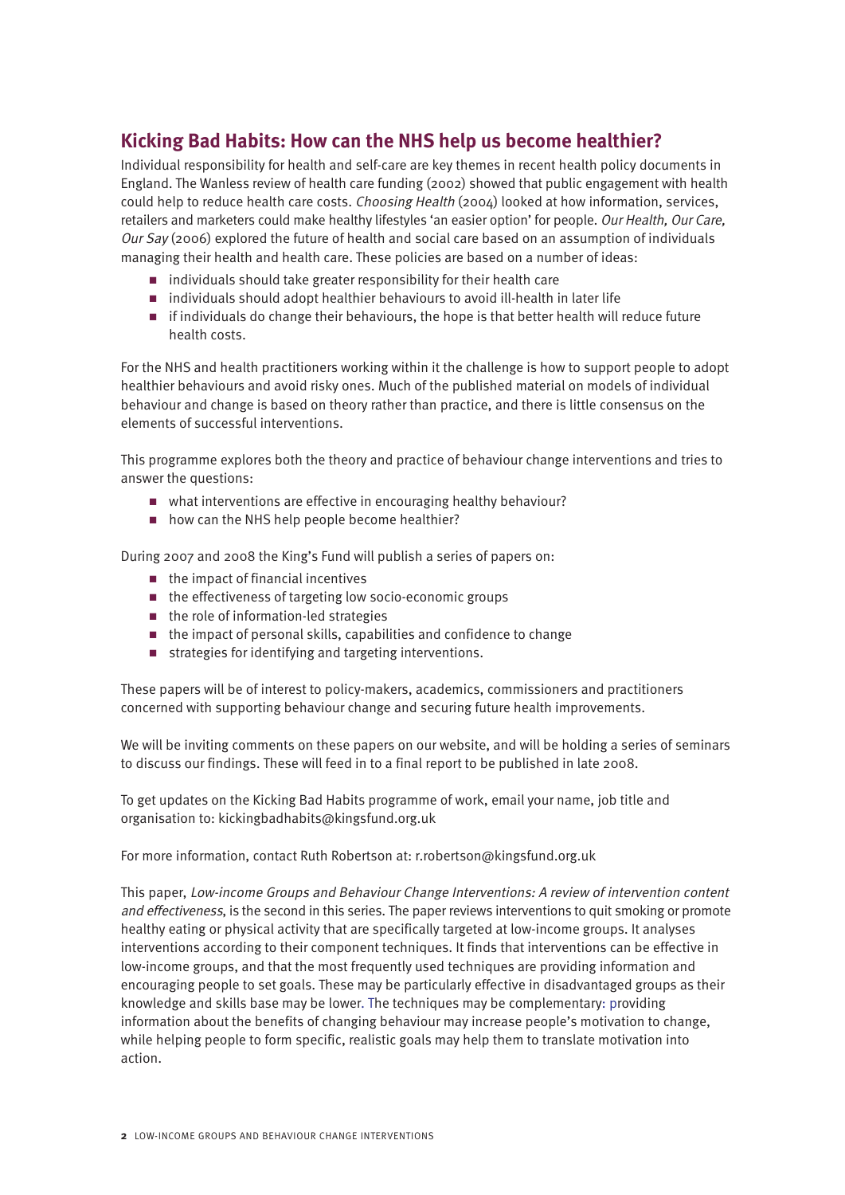## Kicking Bad Habits: How can the NHS help us become healthier?

Individual responsibility for health and self-care are key themes in recent health policy documents in England. The Wanless review of health care funding (2002) showed that public engagement with health could help to reduce health care costs. *Choosing Health* (2004) looked at how information, services, retailers and marketers could make healthy lifestyles 'an easier option' for people. *Our Health, Our Care, Our Say* (2006) explored the future of health and social care based on an assumption of individuals managing their health and health care. These policies are based on a number of ideas:

- individuals should take greater responsibility for their health care
- individuals should adopt healthier behaviours to avoid ill-health in later life
- if individuals do change their behaviours, the hope is that better health will reduce future health costs.

For the NHS and health practitioners working within it the challenge is how to support people to adopt healthier behaviours and avoid risky ones. Much of the published material on models of individual behaviour and change is based on theory rather than practice, and there is little consensus on the elements of successful interventions.

This programme explores both the theory and practice of behaviour change interventions and tries to answer the questions:

- what interventions are effective in encouraging healthy behaviour?
- how can the NHS help people become healthier?

During 2007 and 2008 the King's Fund will publish a series of papers on:

- the impact of financial incentives
- the effectiveness of targeting low socio-economic groups
- the role of information-led strategies
- the impact of personal skills, capabilities and confidence to change
- strategies for identifying and targeting interventions.

These papers will be of interest to policy-makers, academics, commissioners and practitioners concerned with supporting behaviour change and securing future health improvements.

We will be inviting comments on these papers on our website, and will be holding a series of seminars to discuss our findings. These will feed in to a final report to be published in late 2008.

To get updates on the Kicking Bad Habits programme of work, email your name, job title and organisation to: kickingbadhabits@kingsfund.org.uk

For more information, contact Ruth Robertson at: r.robertson@kingsfund.org.uk

This paper, *Low-income Groups and Behaviour Change Interventions: A review of intervention content and effectiveness*, is the second in this series. The paper reviews interventions to quit smoking or promote healthy eating or physical activity that are specifically targeted at low-income groups. It analyses interventions according to their component techniques. It finds that interventions can be effective in low-income groups, and that the most frequently used techniques are providing information and encouraging people to set goals. These may be particularly effective in disadvantaged groups as their knowledge and skills base may be lower. The techniques may be complementary: providing information about the benefits of changing behaviour may increase people's motivation to change, while helping people to form specific, realistic goals may help them to translate motivation into action.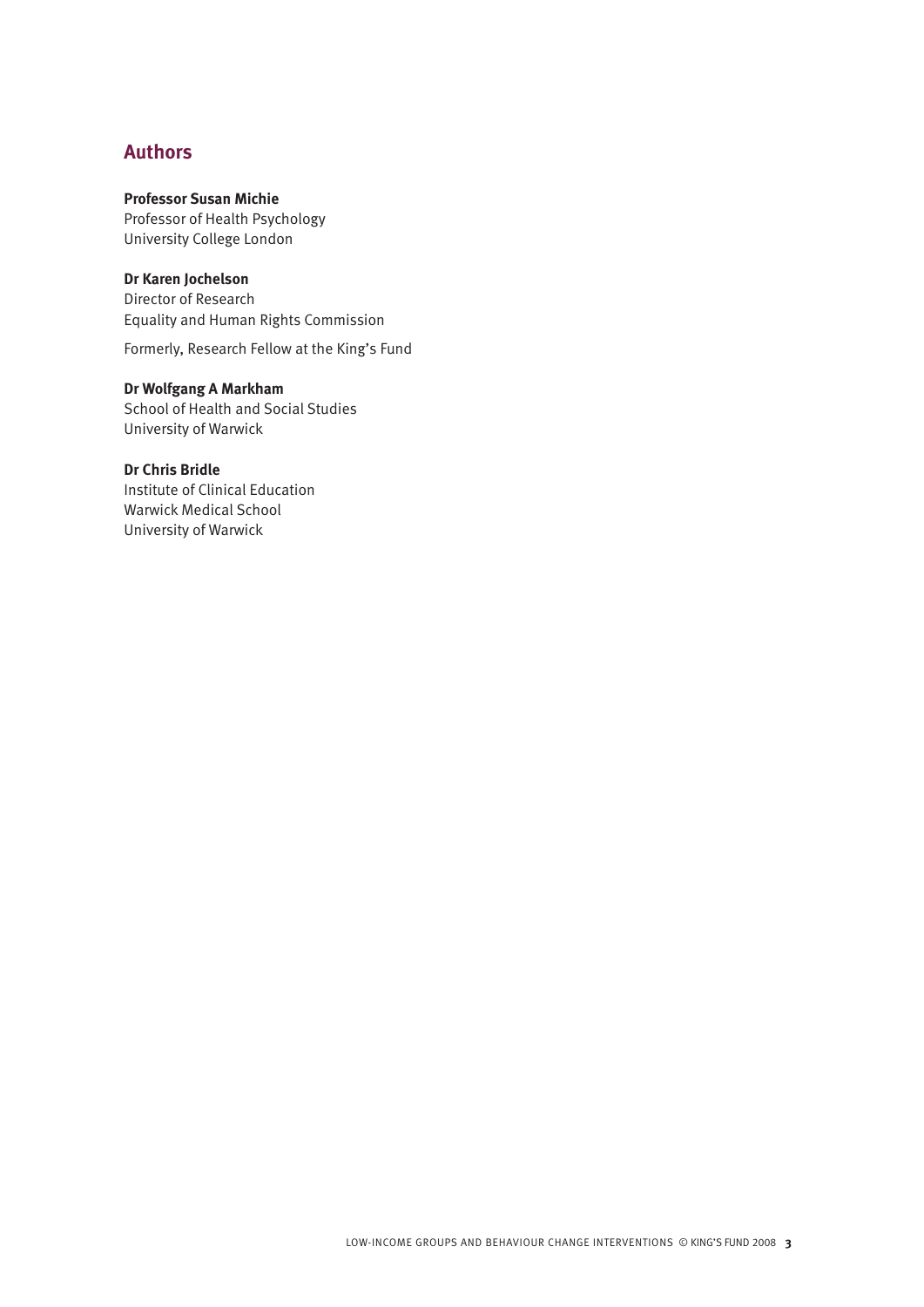## Authors

**Professor Susan Michie**
Professor of Health Psychology
University College London

**Dr Karen Jochelson**
Director of Research
Equality and Human Rights Commission

Formerly, Research Fellow at the King's Fund

**Dr Wolfgang A Markham**
School of Health and Social Studies
University of Warwick

**Dr Chris Bridle**
Institute of Clinical Education
Warwick Medical School
University of Warwick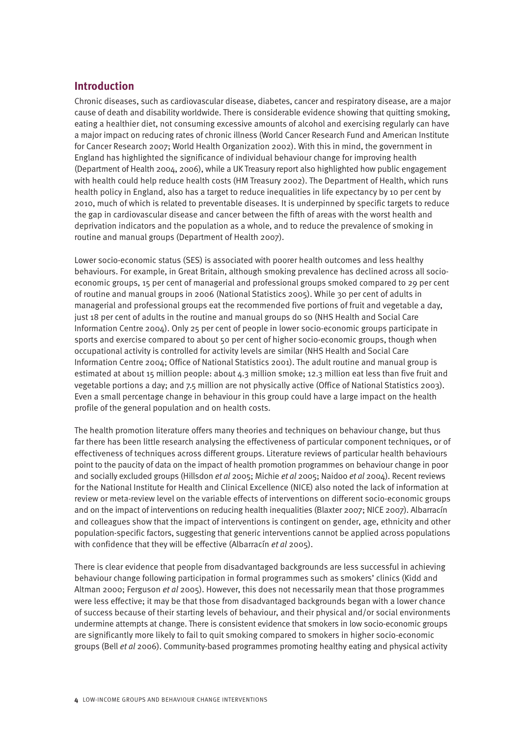## Introduction

Chronic diseases, such as cardiovascular disease, diabetes, cancer and respiratory disease, are a major cause of death and disability worldwide. There is considerable evidence showing that quitting smoking, eating a healthier diet, not consuming excessive amounts of alcohol and exercising regularly can have a major impact on reducing rates of chronic illness (World Cancer Research Fund and American Institute for Cancer Research 2007; World Health Organization 2002). With this in mind, the government in England has highlighted the significance of individual behaviour change for improving health (Department of Health 2004, 2006), while a UK Treasury report also highlighted how public engagement with health could help reduce health costs (HM Treasury 2002). The Department of Health, which runs health policy in England, also has a target to reduce inequalities in life expectancy by 10 per cent by 2010, much of which is related to preventable diseases. It is underpinned by specific targets to reduce the gap in cardiovascular disease and cancer between the fifth of areas with the worst health and deprivation indicators and the population as a whole, and to reduce the prevalence of smoking in routine and manual groups (Department of Health 2007).

Lower socio-economic status (SES) is associated with poorer health outcomes and less healthy behaviours. For example, in Great Britain, although smoking prevalence has declined across all socio-economic groups, 15 per cent of managerial and professional groups smoked compared to 29 per cent of routine and manual groups in 2006 (National Statistics 2005). While 30 per cent of adults in managerial and professional groups eat the recommended five portions of fruit and vegetable a day, just 18 per cent of adults in the routine and manual groups do so (NHS Health and Social Care Information Centre 2004). Only 25 per cent of people in lower socio-economic groups participate in sports and exercise compared to about 50 per cent of higher socio-economic groups, though when occupational activity is controlled for activity levels are similar (NHS Health and Social Care Information Centre 2004; Office of National Statistics 2001). The adult routine and manual group is estimated at about 15 million people: about 4.3 million smoke; 12.3 million eat less than five fruit and vegetable portions a day; and 7.5 million are not physically active (Office of National Statistics 2003). Even a small percentage change in behaviour in this group could have a large impact on the health profile of the general population and on health costs.

The health promotion literature offers many theories and techniques on behaviour change, but thus far there has been little research analysing the effectiveness of particular component techniques, or of effectiveness of techniques across different groups. Literature reviews of particular health behaviours point to the paucity of data on the impact of health promotion programmes on behaviour change in poor and socially excluded groups (Hillsdon *et al* 2005; Michie *et al* 2005; Naidoo *et al* 2004). Recent reviews for the National Institute for Health and Clinical Excellence (NICE) also noted the lack of information at review or meta-review level on the variable effects of interventions on different socio-economic groups and on the impact of interventions on reducing health inequalities (Blaxter 2007; NICE 2007). Albarracín and colleagues show that the impact of interventions is contingent on gender, age, ethnicity and other population-specific factors, suggesting that generic interventions cannot be applied across populations with confidence that they will be effective (Albarracín *et al* 2005).

There is clear evidence that people from disadvantaged backgrounds are less successful in achieving behaviour change following participation in formal programmes such as smokers' clinics (Kidd and Altman 2000; Ferguson *et al* 2005). However, this does not necessarily mean that those programmes were less effective; it may be that those from disadvantaged backgrounds began with a lower chance of success because of their starting levels of behaviour, and their physical and/or social environments undermine attempts at change. There is consistent evidence that smokers in low socio-economic groups are significantly more likely to fail to quit smoking compared to smokers in higher socio-economic groups (Bell *et al* 2006). Community-based programmes promoting healthy eating and physical activity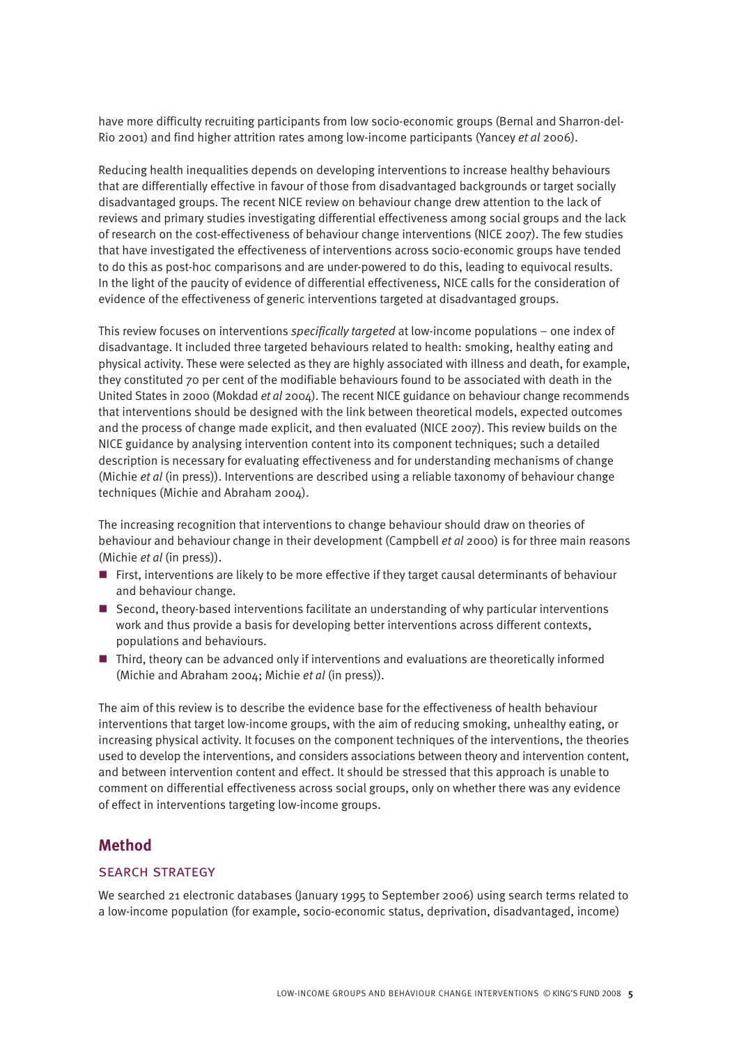have more difficulty recruiting participants from low socio-economic groups (Bernal and Sharron-del-Rio 2001) and find higher attrition rates among low-income participants (Yancey *et al* 2006).

Reducing health inequalities depends on developing interventions to increase healthy behaviours that are differentially effective in favour of those from disadvantaged backgrounds or target socially disadvantaged groups. The recent NICE review on behaviour change drew attention to the lack of reviews and primary studies investigating differential effectiveness among social groups and the lack of research on the cost-effectiveness of behaviour change interventions (NICE 2007). The few studies that have investigated the effectiveness of interventions across socio-economic groups have tended to do this as post-hoc comparisons and are under-powered to do this, leading to equivocal results. In the light of the paucity of evidence of differential effectiveness, NICE calls for the consideration of evidence of the effectiveness of generic interventions targeted at disadvantaged groups.

This review focuses on interventions *specifically targeted* at low-income populations – one index of disadvantage. It included three targeted behaviours related to health: smoking, healthy eating and physical activity. These were selected as they are highly associated with illness and death, for example, they constituted 70 per cent of the modifiable behaviours found to be associated with death in the United States in 2000 (Mokdad *et al* 2004). The recent NICE guidance on behaviour change recommends that interventions should be designed with the link between theoretical models, expected outcomes and the process of change made explicit, and then evaluated (NICE 2007). This review builds on the NICE guidance by analysing intervention content into its component techniques; such a detailed description is necessary for evaluating effectiveness and for understanding mechanisms of change (Michie *et al* (in press)). Interventions are described using a reliable taxonomy of behaviour change techniques (Michie and Abraham 2004).

The increasing recognition that interventions to change behaviour should draw on theories of behaviour and behaviour change in their development (Campbell *et al* 2000) is for three main reasons (Michie *et al* (in press)).

- First, interventions are likely to be more effective if they target causal determinants of behaviour and behaviour change.
- Second, theory-based interventions facilitate an understanding of why particular interventions work and thus provide a basis for developing better interventions across different contexts, populations and behaviours.
- Third, theory can be advanced only if interventions and evaluations are theoretically informed (Michie and Abraham 2004; Michie *et al* (in press)).

The aim of this review is to describe the evidence base for the effectiveness of health behaviour interventions that target low-income groups, with the aim of reducing smoking, unhealthy eating, or increasing physical activity. It focuses on the component techniques of the interventions, the theories used to develop the interventions, and considers associations between theory and intervention content, and between intervention content and effect. It should be stressed that this approach is unable to comment on differential effectiveness across social groups, only on whether there was any evidence of effect in interventions targeting low-income groups.

## Method

### SEARCH STRATEGY

We searched 21 electronic databases (January 1995 to September 2006) using search terms related to a low-income population (for example, socio-economic status, deprivation, disadvantaged, income)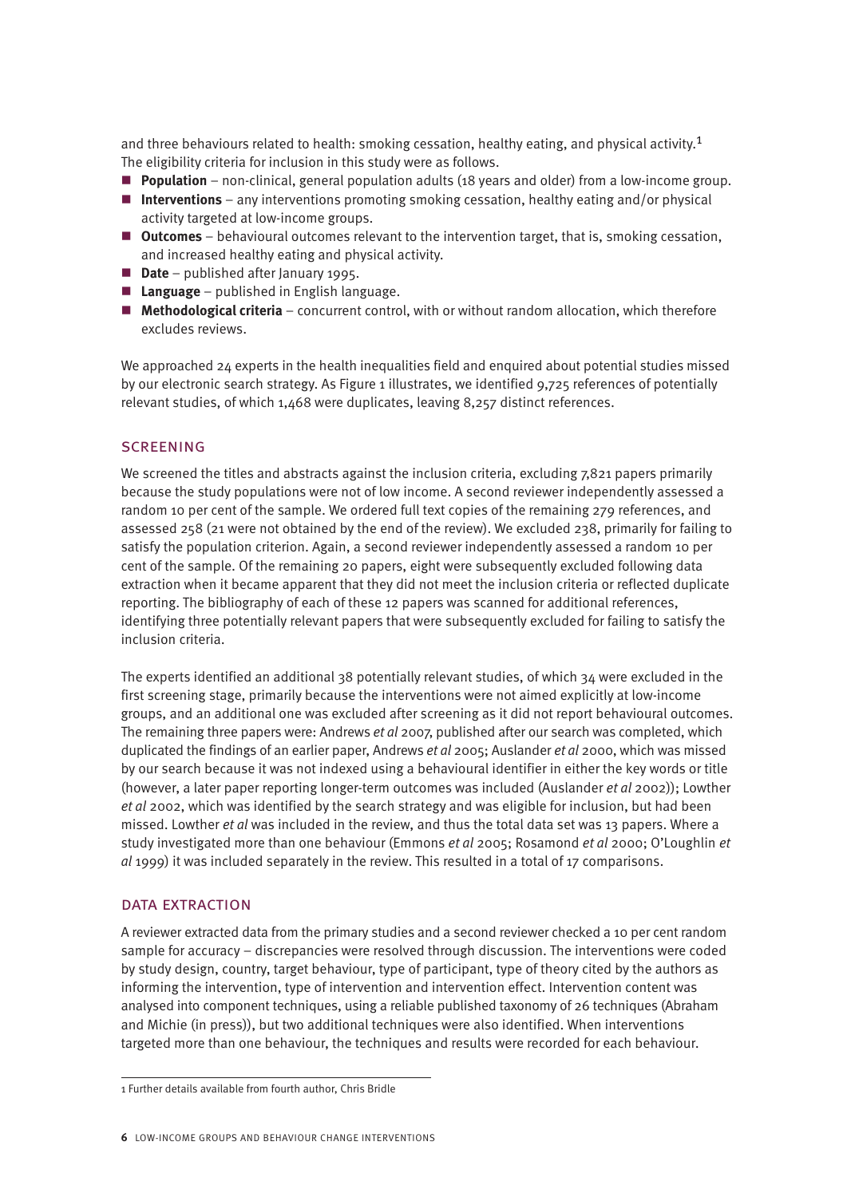and three behaviours related to health: smoking cessation, healthy eating, and physical activity.[1] The eligibility criteria for inclusion in this study were as follows.

- **Population** – non-clinical, general population adults (18 years and older) from a low-income group.
- **Interventions** – any interventions promoting smoking cessation, healthy eating and/or physical activity targeted at low-income groups.
- **Outcomes** – behavioural outcomes relevant to the intervention target, that is, smoking cessation, and increased healthy eating and physical activity.
- **Date** – published after January 1995.
- **Language** – published in English language.
- **Methodological criteria** – concurrent control, with or without random allocation, which therefore excludes reviews.

We approached 24 experts in the health inequalities field and enquired about potential studies missed by our electronic search strategy. As Figure 1 illustrates, we identified 9,725 references of potentially relevant studies, of which 1,468 were duplicates, leaving 8,257 distinct references.

## SCREENING

We screened the titles and abstracts against the inclusion criteria, excluding 7,821 papers primarily because the study populations were not of low income. A second reviewer independently assessed a random 10 per cent of the sample. We ordered full text copies of the remaining 279 references, and assessed 258 (21 were not obtained by the end of the review). We excluded 238, primarily for failing to satisfy the population criterion. Again, a second reviewer independently assessed a random 10 per cent of the sample. Of the remaining 20 papers, eight were subsequently excluded following data extraction when it became apparent that they did not meet the inclusion criteria or reflected duplicate reporting. The bibliography of each of these 12 papers was scanned for additional references, identifying three potentially relevant papers that were subsequently excluded for failing to satisfy the inclusion criteria.

The experts identified an additional 38 potentially relevant studies, of which 34 were excluded in the first screening stage, primarily because the interventions were not aimed explicitly at low-income groups, and an additional one was excluded after screening as it did not report behavioural outcomes. The remaining three papers were: Andrews *et al* 2007, published after our search was completed, which duplicated the findings of an earlier paper, Andrews *et al* 2005; Auslander *et al* 2000, which was missed by our search because it was not indexed using a behavioural identifier in either the key words or title (however, a later paper reporting longer-term outcomes was included (Auslander *et al* 2002)); Lowther *et al* 2002, which was identified by the search strategy and was eligible for inclusion, but had been missed. Lowther *et al* was included in the review, and thus the total data set was 13 papers. Where a study investigated more than one behaviour (Emmons *et al* 2005; Rosamond *et al* 2000; O'Loughlin *et al* 1999) it was included separately in the review. This resulted in a total of 17 comparisons.

## DATA EXTRACTION

A reviewer extracted data from the primary studies and a second reviewer checked a 10 per cent random sample for accuracy – discrepancies were resolved through discussion. The interventions were coded by study design, country, target behaviour, type of participant, type of theory cited by the authors as informing the intervention, type of intervention and intervention effect. Intervention content was analysed into component techniques, using a reliable published taxonomy of 26 techniques (Abraham and Michie (in press)), but two additional techniques were also identified. When interventions targeted more than one behaviour, the techniques and results were recorded for each behaviour.

---

1 Further details available from fourth author, Chris Bridle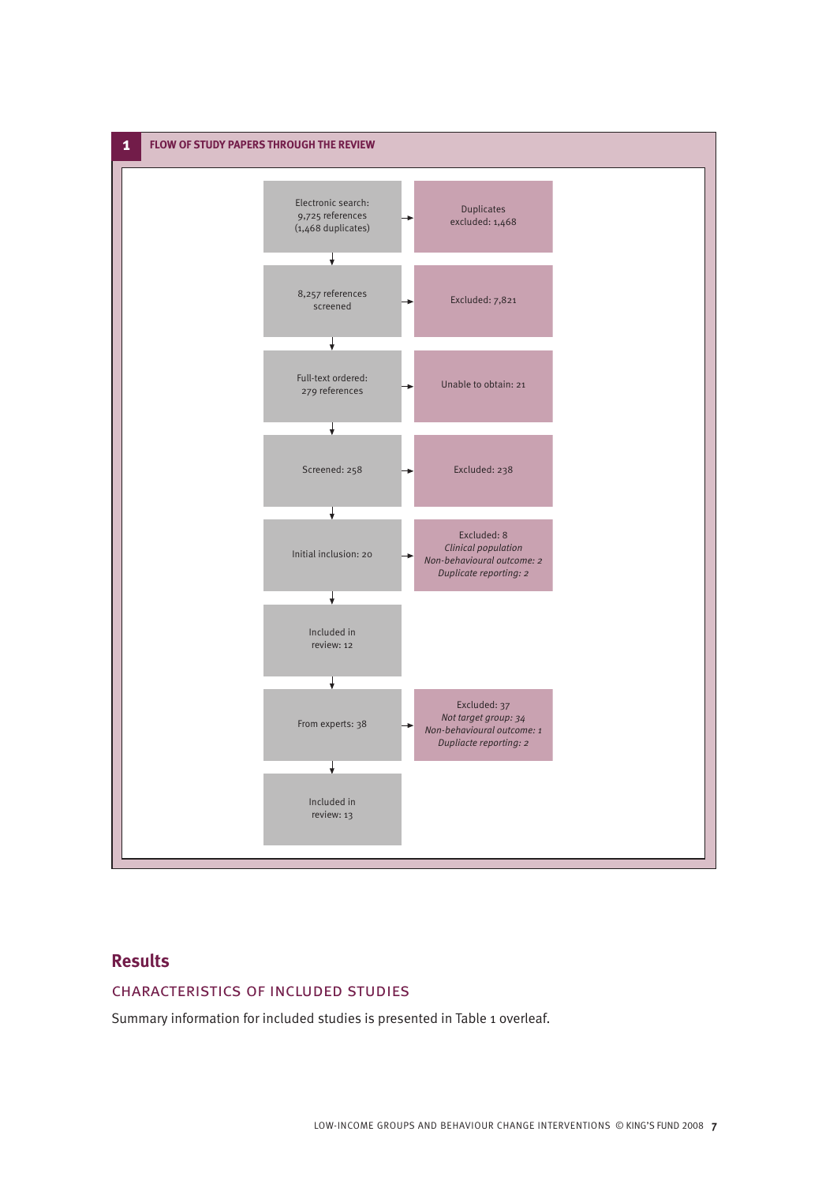## 1 FLOW OF STUDY PAPERS THROUGH THE REVIEW

| Stage | Excluded |
|---|---|
| Electronic search: 9,725 references (1,468 duplicates) | Duplicates excluded: 1,468 |
| 8,257 references screened | Excluded: 7,821 |
| Full-text ordered: 279 references | Unable to obtain: 21 |
| Screened: 258 | Excluded: 238 |
| Initial inclusion: 20 | Excluded: 8 *Clinical population* *Non-behavioural outcome: 2* *Duplicate reporting: 2* |
| Included in review: 12 | |
| From experts: 38 | Excluded: 37 *Not target group: 34* *Non-behavioural outcome: 1* *Dupliacte reporting: 2* |
| Included in review: 13 | |

# Results

## CHARACTERISTICS OF INCLUDED STUDIES

Summary information for included studies is presented in Table 1 overleaf.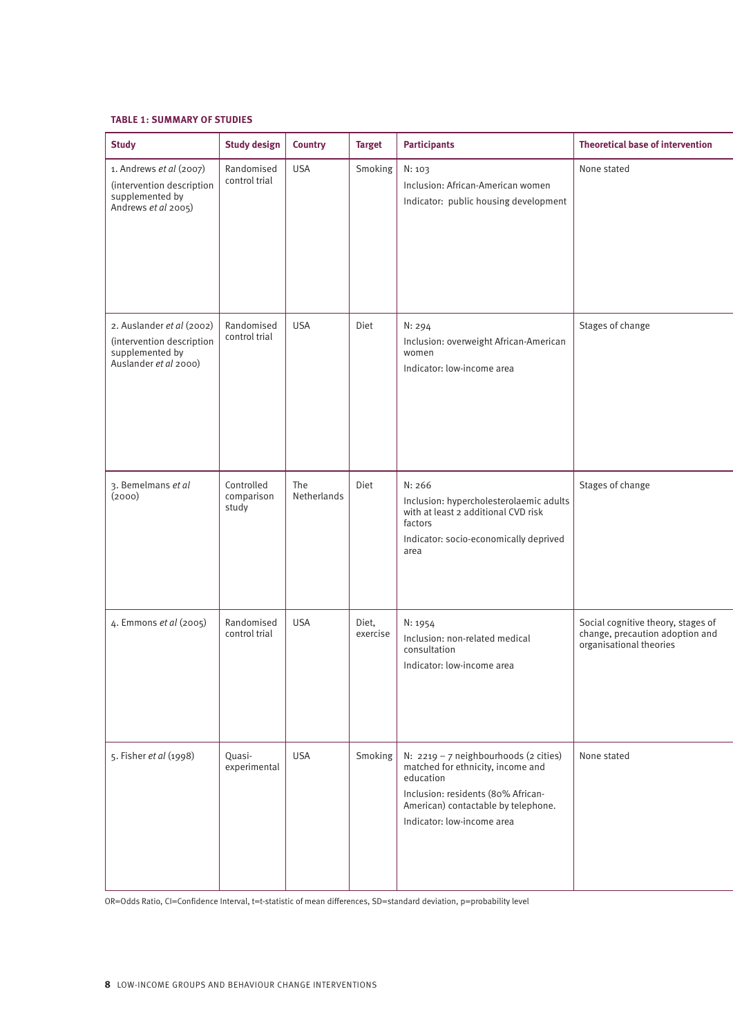**TABLE 1: SUMMARY OF STUDIES**

| Study | Study design | Country | Target | Participants | Theoretical base of intervention |
|---|---|---|---|---|---|
| 1. Andrews *et al* (2007) (intervention description supplemented by Andrews *et al* 2005) | Randomised control trial | USA | Smoking | N: 103<br>Inclusion: African-American women<br>Indicator: public housing development | None stated |
| 2. Auslander *et al* (2002) (intervention description supplemented by Auslander *et al* 2000) | Randomised control trial | USA | Diet | N: 294<br>Inclusion: overweight African-American women<br>Indicator: low-income area | Stages of change |
| 3. Bemelmans *et al* (2000) | Controlled comparison study | The Netherlands | Diet | N: 266<br>Inclusion: hypercholesterolaemic adults with at least 2 additional CVD risk factors<br>Indicator: socio-economically deprived area | Stages of change |
| 4. Emmons *et al* (2005) | Randomised control trial | USA | Diet, exercise | N: 1954<br>Inclusion: non-related medical consultation<br>Indicator: low-income area | Social cognitive theory, stages of change, precaution adoption and organisational theories |
| 5. Fisher *et al* (1998) | Quasi-experimental | USA | Smoking | N: 2219 – 7 neighbourhoods (2 cities) matched for ethnicity, income and education<br>Inclusion: residents (80% African-American) contactable by telephone.<br>Indicator: low-income area | None stated |

OR=Odds Ratio, CI=Confidence Interval, t=t-statistic of mean differences, SD=standard deviation, p=probability level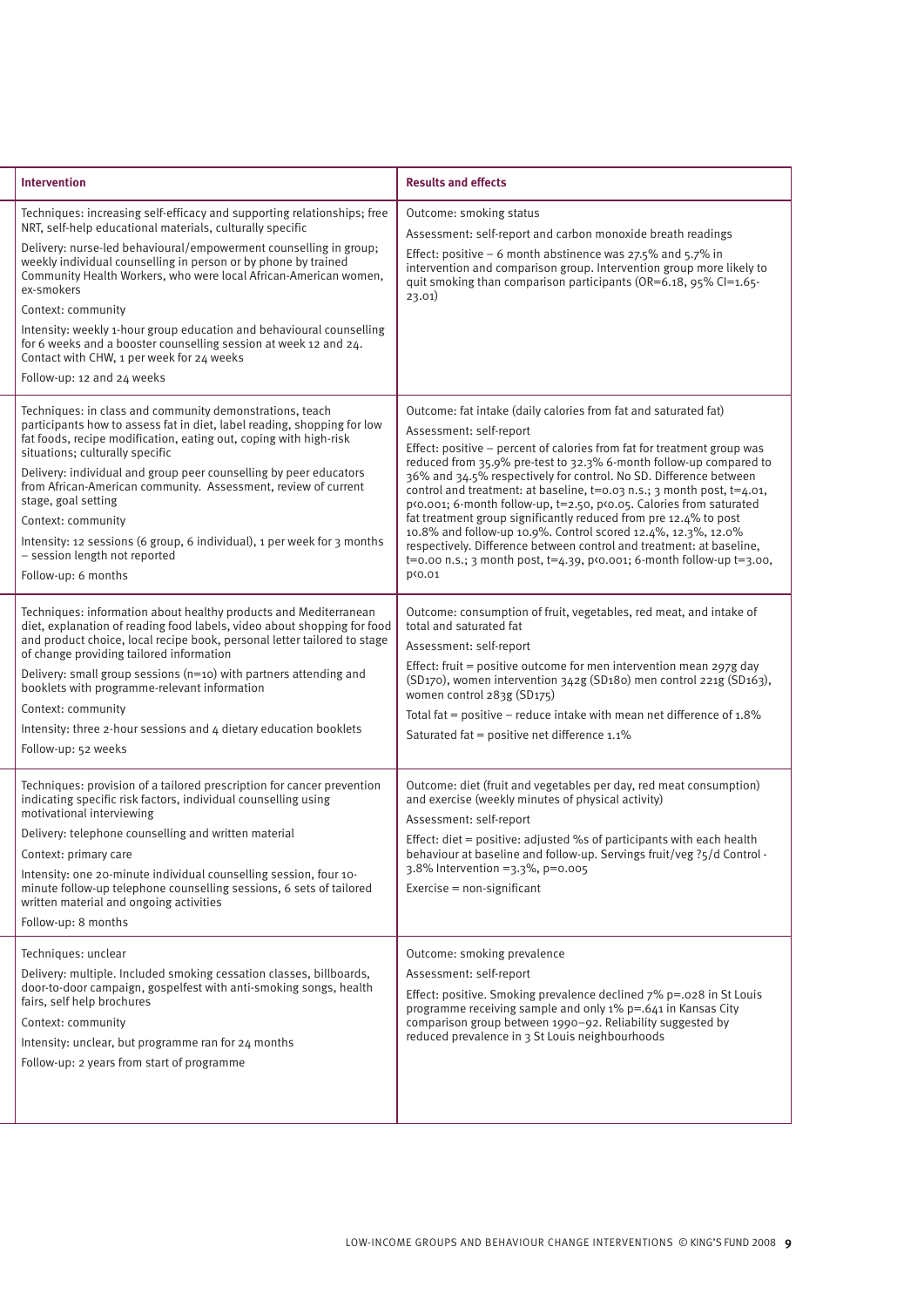| Intervention | Results and effects |
|---|---|
| Techniques: increasing self-efficacy and supporting relationships; free NRT, self-help educational materials, culturally specific<br><br>Delivery: nurse-led behavioural/empowerment counselling in group; weekly individual counselling in person or by phone by trained Community Health Workers, who were local African-American women, ex-smokers<br><br>Context: community<br><br>Intensity: weekly 1-hour group education and behavioural counselling for 6 weeks and a booster counselling session at week 12 and 24. Contact with CHW, 1 per week for 24 weeks<br><br>Follow-up: 12 and 24 weeks | Outcome: smoking status<br><br>Assessment: self-report and carbon monoxide breath readings<br><br>Effect: positive – 6 month abstinence was 27.5% and 5.7% in intervention and comparison group. Intervention group more likely to quit smoking than comparison participants (OR=6.18, 95% CI=1.65-23.01) |
| Techniques: in class and community demonstrations, teach participants how to assess fat in diet, label reading, shopping for low fat foods, recipe modification, eating out, coping with high-risk situations; culturally specific<br><br>Delivery: individual and group peer counselling by peer educators from African-American community. Assessment, review of current stage, goal setting<br><br>Context: community<br><br>Intensity: 12 sessions (6 group, 6 individual), 1 per week for 3 months – session length not reported<br><br>Follow-up: 6 months | Outcome: fat intake (daily calories from fat and saturated fat)<br><br>Assessment: self-report<br><br>Effect: positive – percent of calories from fat for treatment group was reduced from 35.9% pre-test to 32.3% 6-month follow-up compared to 36% and 34.5% respectively for control. No SD. Difference between control and treatment: at baseline, t=0.03 n.s.; 3 month post, t=4.01, $p<0.001$; 6-month follow-up, t=2.50, $p<0.05$. Calories from saturated fat treatment group significantly reduced from pre 12.4% to post 10.8% and follow-up 10.9%. Control scored 12.4%, 12.3%, 12.0% respectively. Difference between control and treatment: at baseline, t=0.00 n.s.; 3 month post, t=4.39, $p<0.001$; 6-month follow-up t=3.00, $p<0.01$ |
| Techniques: information about healthy products and Mediterranean diet, explanation of reading food labels, video about shopping for food and product choice, local recipe book, personal letter tailored to stage of change providing tailored information<br><br>Delivery: small group sessions (n=10) with partners attending and booklets with programme-relevant information<br><br>Context: community<br><br>Intensity: three 2-hour sessions and 4 dietary education booklets<br><br>Follow-up: 52 weeks | Outcome: consumption of fruit, vegetables, red meat, and intake of total and saturated fat<br><br>Assessment: self-report<br><br>Effect: fruit = positive outcome for men intervention mean 297g day (SD170), women intervention 342g (SD180) men control 221g (SD163), women control 283g (SD175)<br><br>Total fat = positive – reduce intake with mean net difference of 1.8%<br><br>Saturated fat = positive net difference 1.1% |
| Techniques: provision of a tailored prescription for cancer prevention indicating specific risk factors, individual counselling using motivational interviewing<br><br>Delivery: telephone counselling and written material<br><br>Context: primary care<br><br>Intensity: one 20-minute individual counselling session, four 10-minute follow-up telephone counselling sessions, 6 sets of tailored written material and ongoing activities<br><br>Follow-up: 8 months | Outcome: diet (fruit and vegetables per day, red meat consumption) and exercise (weekly minutes of physical activity)<br><br>Assessment: self-report<br><br>Effect: diet = positive: adjusted %s of participants with each health behaviour at baseline and follow-up. Servings fruit/veg ?5/d Control - 3.8% Intervention =3.3%, p=0.005<br><br>Exercise = non-significant |
| Techniques: unclear<br><br>Delivery: multiple. Included smoking cessation classes, billboards, door-to-door campaign, gospelfest with anti-smoking songs, health fairs, self help brochures<br><br>Context: community<br><br>Intensity: unclear, but programme ran for 24 months<br><br>Follow-up: 2 years from start of programme | Outcome: smoking prevalence<br><br>Assessment: self-report<br><br>Effect: positive. Smoking prevalence declined 7% p=.028 in St Louis programme receiving sample and only 1% p=.641 in Kansas City comparison group between 1990–92. Reliability suggested by reduced prevalence in 3 St Louis neighbourhoods |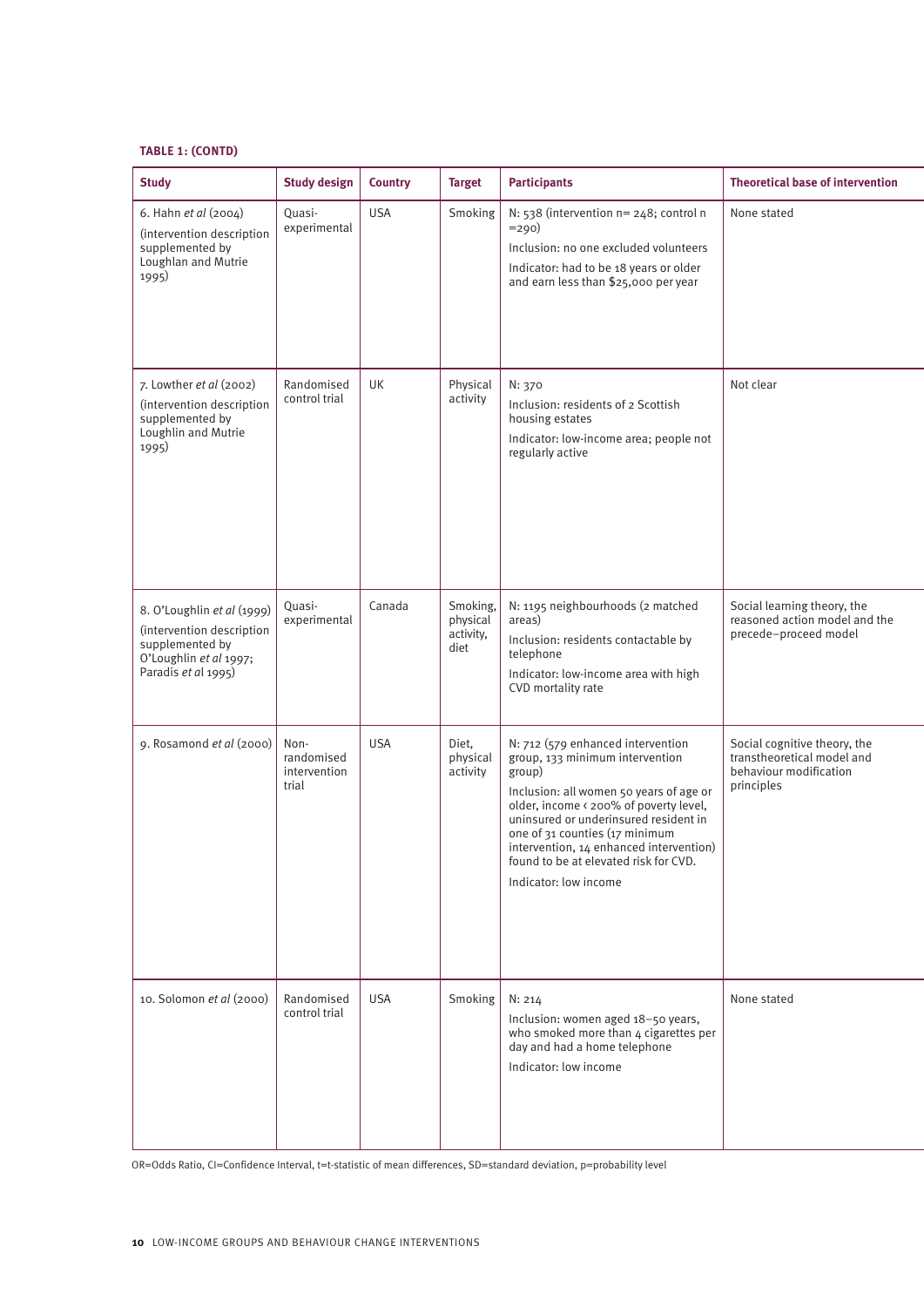**TABLE 1: (CONTD)**

| Study | Study design | Country | Target | Participants | Theoretical base of intervention |
|---|---|---|---|---|---|
| 6. Hahn *et al* (2004) (intervention description supplemented by Loughlan and Mutrie 1995) | Quasi-experimental | USA | Smoking | N: 538 (intervention n= 248; control n =290)<br>Inclusion: no one excluded volunteers<br>Indicator: had to be 18 years or older and earn less than $25,000 per year | None stated |
| 7. Lowther *et al* (2002) (intervention description supplemented by Loughlin and Mutrie 1995) | Randomised control trial | UK | Physical activity | N: 370<br>Inclusion: residents of 2 Scottish housing estates<br>Indicator: low-income area; people not regularly active | Not clear |
| 8. O'Loughlin *et al* (1999) (intervention description supplemented by O'Loughlin *et al* 1997; Paradis *et al* 1995) | Quasi-experimental | Canada | Smoking, physical activity, diet | N: 1195 neighbourhoods (2 matched areas)<br>Inclusion: residents contactable by telephone<br>Indicator: low-income area with high CVD mortality rate | Social learning theory, the reasoned action model and the precede–proceed model |
| 9. Rosamond *et al* (2000) | Non-randomised intervention trial | USA | Diet, physical activity | N: 712 (579 enhanced intervention group, 133 minimum intervention group)<br>Inclusion: all women 50 years of age or older, income ‹ 200% of poverty level, uninsured or underinsured resident in one of 31 counties (17 minimum intervention, 14 enhanced intervention) found to be at elevated risk for CVD.<br>Indicator: low income | Social cognitive theory, the transtheoretical model and behaviour modification principles |
| 10. Solomon *et al* (2000) | Randomised control trial | USA | Smoking | N: 214<br>Inclusion: women aged 18–50 years, who smoked more than 4 cigarettes per day and had a home telephone<br>Indicator: low income | None stated |

OR=Odds Ratio, CI=Confidence Interval, t=t-statistic of mean differences, SD=standard deviation, p=probability level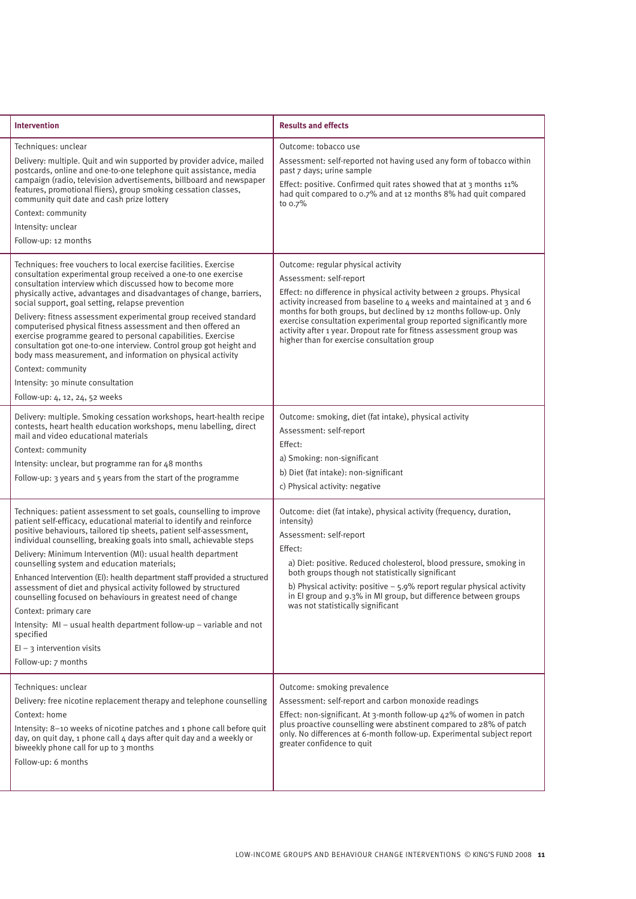| Intervention | Results and effects |
|---|---|
| Techniques: unclear<br>Delivery: multiple. Quit and win supported by provider advice, mailed postcards, online and one-to-one telephone quit assistance, media campaign (radio, television advertisements, billboard and newspaper features, promotional fliers), group smoking cessation classes, community quit date and cash prize lottery<br>Context: community<br>Intensity: unclear<br>Follow-up: 12 months | Outcome: tobacco use<br>Assessment: self-reported not having used any form of tobacco within past 7 days; urine sample<br>Effect: positive. Confirmed quit rates showed that at 3 months 11% had quit compared to 0.7% and at 12 months 8% had quit compared to 0.7% |
| Techniques: free vouchers to local exercise facilities. Exercise consultation experimental group received a one-to one exercise consultation interview which discussed how to become more physically active, advantages and disadvantages of change, barriers, social support, goal setting, relapse prevention<br>Delivery: fitness assessment experimental group received standard computerised physical fitness assessment and then offered an exercise programme geared to personal capabilities. Exercise consultation got one-to-one interview. Control group got height and body mass measurement, and information on physical activity<br>Context: community<br>Intensity: 30 minute consultation<br>Follow-up: 4, 12, 24, 52 weeks | Outcome: regular physical activity<br>Assessment: self-report<br>Effect: no difference in physical activity between 2 groups. Physical activity increased from baseline to 4 weeks and maintained at 3 and 6 months for both groups, but declined by 12 months follow-up. Only exercise consultation experimental group reported significantly more activity after 1 year. Dropout rate for fitness assessment group was higher than for exercise consultation group |
| Delivery: multiple. Smoking cessation workshops, heart-health recipe contests, heart health education workshops, menu labelling, direct mail and video educational materials<br>Context: community<br>Intensity: unclear, but programme ran for 48 months<br>Follow-up: 3 years and 5 years from the start of the programme | Outcome: smoking, diet (fat intake), physical activity<br>Assessment: self-report<br>Effect:<br>a) Smoking: non-significant<br>b) Diet (fat intake): non-significant<br>c) Physical activity: negative |
| Techniques: patient assessment to set goals, counselling to improve patient self-efficacy, educational material to identify and reinforce positive behaviours, tailored tip sheets, patient self-assessment, individual counselling, breaking goals into small, achievable steps<br>Delivery: Minimum Intervention (MI): usual health department counselling system and education materials;<br>Enhanced Intervention (EI): health department staff provided a structured assessment of diet and physical activity followed by structured counselling focused on behaviours in greatest need of change<br>Context: primary care<br>Intensity: MI – usual health department follow-up – variable and not specified<br>EI – 3 intervention visits<br>Follow-up: 7 months | Outcome: diet (fat intake), physical activity (frequency, duration, intensity)<br>Assessment: self-report<br>Effect:<br>a) Diet: positive. Reduced cholesterol, blood pressure, smoking in both groups though not statistically significant<br>b) Physical activity: positive – 5.9% report regular physical activity in EI group and 9.3% in MI group, but difference between groups was not statistically significant |
| Techniques: unclear<br>Delivery: free nicotine replacement therapy and telephone counselling<br>Context: home<br>Intensity: 8–10 weeks of nicotine patches and 1 phone call before quit day, on quit day, 1 phone call 4 days after quit day and a weekly or biweekly phone call for up to 3 months<br>Follow-up: 6 months | Outcome: smoking prevalence<br>Assessment: self-report and carbon monoxide readings<br>Effect: non-significant. At 3-month follow-up 42% of women in patch plus proactive counselling were abstinent compared to 28% of patch only. No differences at 6-month follow-up. Experimental subject report greater confidence to quit |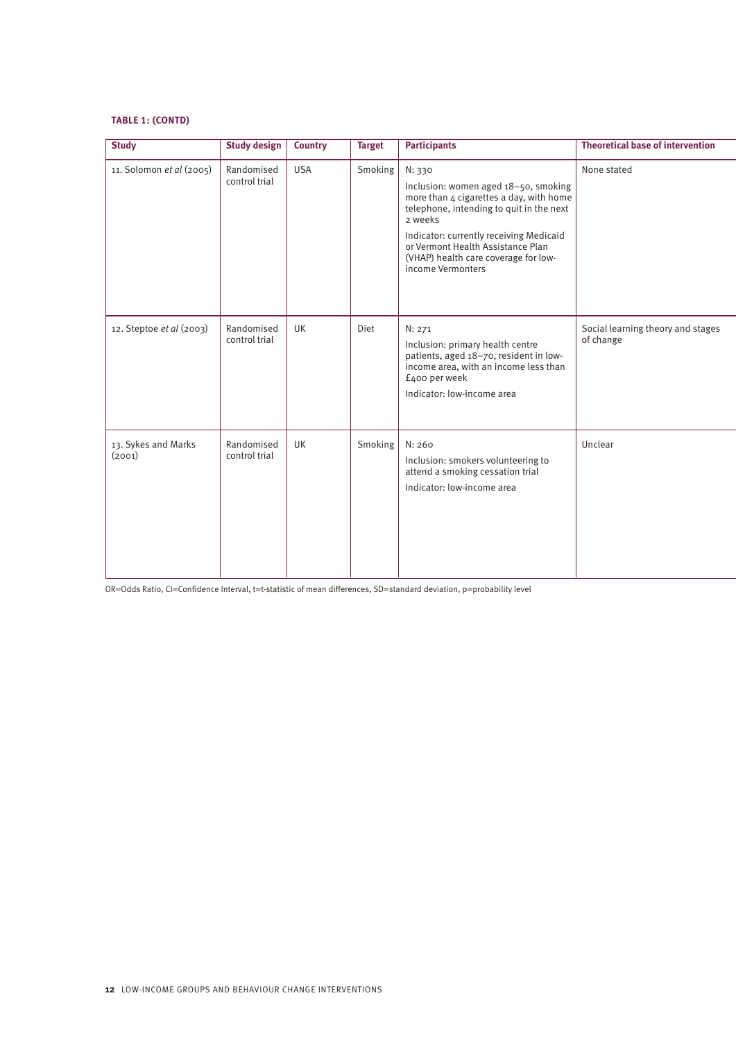**TABLE 1: (CONTD)**

| Study | Study design | Country | Target | Participants | Theoretical base of intervention |
|---|---|---|---|---|---|
| 11. Solomon *et al* (2005) | Randomised control trial | USA | Smoking | N: 330<br><br>Inclusion: women aged 18–50, smoking more than 4 cigarettes a day, with home telephone, intending to quit in the next 2 weeks<br><br>Indicator: currently receiving Medicaid or Vermont Health Assistance Plan (VHAP) health care coverage for low-income Vermonters | None stated |
| 12. Steptoe *et al* (2003) | Randomised control trial | UK | Diet | N: 271<br><br>Inclusion: primary health centre patients, aged 18–70, resident in low-income area, with an income less than £400 per week<br><br>Indicator: low-income area | Social learning theory and stages of change |
| 13. Sykes and Marks (2001) | Randomised control trial | UK | Smoking | N: 260<br><br>Inclusion: smokers volunteering to attend a smoking cessation trial<br><br>Indicator: low-income area | Unclear |

OR=Odds Ratio, CI=Confidence Interval, t=t-statistic of mean differences, SD=standard deviation, p=probability level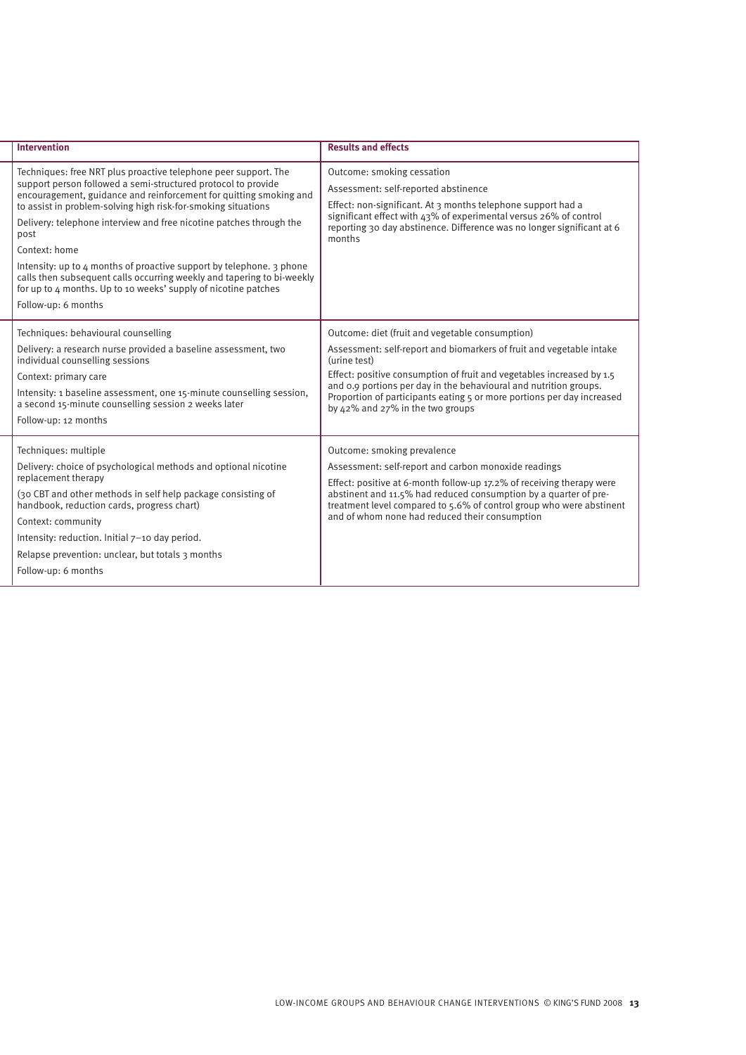| Intervention | Results and effects |
|---|---|
| Techniques: free NRT plus proactive telephone peer support. The support person followed a semi-structured protocol to provide encouragement, guidance and reinforcement for quitting smoking and to assist in problem-solving high risk-for-smoking situations<br><br>Delivery: telephone interview and free nicotine patches through the post<br><br>Context: home<br><br>Intensity: up to 4 months of proactive support by telephone. 3 phone calls then subsequent calls occurring weekly and tapering to bi-weekly for up to 4 months. Up to 10 weeks' supply of nicotine patches<br><br>Follow-up: 6 months | Outcome: smoking cessation<br><br>Assessment: self-reported abstinence<br><br>Effect: non-significant. At 3 months telephone support had a significant effect with 43% of experimental versus 26% of control reporting 30 day abstinence. Difference was no longer significant at 6 months |
| Techniques: behavioural counselling<br><br>Delivery: a research nurse provided a baseline assessment, two individual counselling sessions<br><br>Context: primary care<br><br>Intensity: 1 baseline assessment, one 15-minute counselling session, a second 15-minute counselling session 2 weeks later<br><br>Follow-up: 12 months | Outcome: diet (fruit and vegetable consumption)<br><br>Assessment: self-report and biomarkers of fruit and vegetable intake (urine test)<br><br>Effect: positive consumption of fruit and vegetables increased by 1.5 and 0.9 portions per day in the behavioural and nutrition groups. Proportion of participants eating 5 or more portions per day increased by 42% and 27% in the two groups |
| Techniques: multiple<br><br>Delivery: choice of psychological methods and optional nicotine replacement therapy<br><br>(30 CBT and other methods in self help package consisting of handbook, reduction cards, progress chart)<br><br>Context: community<br><br>Intensity: reduction. Initial 7–10 day period.<br><br>Relapse prevention: unclear, but totals 3 months<br><br>Follow-up: 6 months | Outcome: smoking prevalence<br><br>Assessment: self-report and carbon monoxide readings<br><br>Effect: positive at 6-month follow-up 17.2% of receiving therapy were abstinent and 11.5% had reduced consumption by a quarter of pre-treatment level compared to 5.6% of control group who were abstinent and of whom none had reduced their consumption |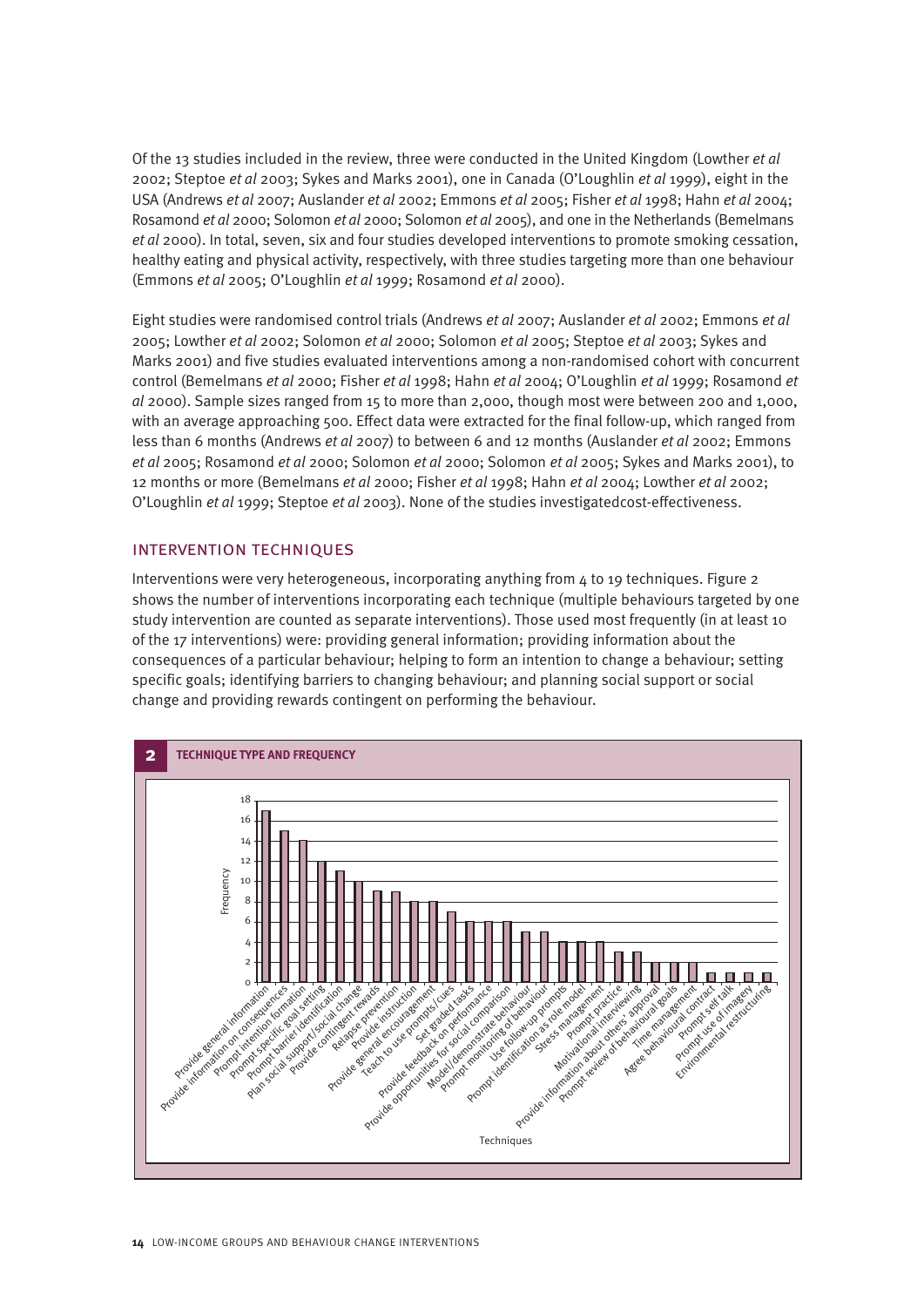Of the 13 studies included in the review, three were conducted in the United Kingdom (Lowther *et al* 2002; Steptoe *et al* 2003; Sykes and Marks 2001), one in Canada (O'Loughlin *et al* 1999), eight in the USA (Andrews *et al* 2007; Auslander *et al* 2002; Emmons *et al* 2005; Fisher *et al* 1998; Hahn *et al* 2004; Rosamond *et al* 2000; Solomon *et al* 2000; Solomon *et al* 2005), and one in the Netherlands (Bemelmans *et al* 2000). In total, seven, six and four studies developed interventions to promote smoking cessation, healthy eating and physical activity, respectively, with three studies targeting more than one behaviour (Emmons *et al* 2005; O'Loughlin *et al* 1999; Rosamond *et al* 2000).

Eight studies were randomised control trials (Andrews *et al* 2007; Auslander *et al* 2002; Emmons *et al* 2005; Lowther *et al* 2002; Solomon *et al* 2000; Solomon *et al* 2005; Steptoe *et al* 2003; Sykes and Marks 2001) and five studies evaluated interventions among a non-randomised cohort with concurrent control (Bemelmans *et al* 2000; Fisher *et al* 1998; Hahn *et al* 2004; O'Loughlin *et al* 1999; Rosamond *et al* 2000). Sample sizes ranged from 15 to more than 2,000, though most were between 200 and 1,000, with an average approaching 500. Effect data were extracted for the final follow-up, which ranged from less than 6 months (Andrews *et al* 2007) to between 6 and 12 months (Auslander *et al* 2002; Emmons *et al* 2005; Rosamond *et al* 2000; Solomon *et al* 2000; Solomon *et al* 2005; Sykes and Marks 2001), to 12 months or more (Bemelmans *et al* 2000; Fisher *et al* 1998; Hahn *et al* 2004; Lowther *et al* 2002; O'Loughlin *et al* 1999; Steptoe *et al* 2003). None of the studies investigatedcost-effectiveness.

## INTERVENTION TECHNIQUES

Interventions were very heterogeneous, incorporating anything from 4 to 19 techniques. Figure 2 shows the number of interventions incorporating each technique (multiple behaviours targeted by one study intervention are counted as separate interventions). Those used most frequently (in at least 10 of the 17 interventions) were: providing general information; providing information about the consequences of a particular behaviour; helping to form an intention to change a behaviour; setting specific goals; identifying barriers to changing behaviour; and planning social support or social change and providing rewards contingent on performing the behaviour.

**2 TECHNIQUE TYPE AND FREQUENCY**

| Techniques | Frequency |
|---|---|
| Provide general information | 17 |
| Provide information on consequences | 15 |
| Prompt intention formation | 14 |
| Prompt specific goal setting | 12 |
| Prompt barrier identification | 11 |
| Plan social support/social change | 10 |
| Provide contingent rewards | 9 |
| Relapse prevention | 9 |
| Provide instruction | 8 |
| Provide general encouragement | 8 |
| Teach to use prompts/cues | 7 |
| Set graded tasks | 6 |
| Provide feedback on performance | 6 |
| Provide opportunities for social comparison | 6 |
| Model/demonstrate behaviour | 5 |
| Prompt monitoring of behaviour | 5 |
| Use follow-up prompts | 4 |
| Prompt identification as role model | 4 |
| Stress management | 4 |
| Prompt practice | 3 |
| Motivational interviewing | 3 |
| Provide information about others' approval | 2 |
| Prompt review of behavioural goals | 2 |
| Time management | 2 |
| Agree behavioural contract | 1 |
| Prompt self talk | 1 |
| Prompt use of imagery | 1 |
| Environmental restructuring | 1 |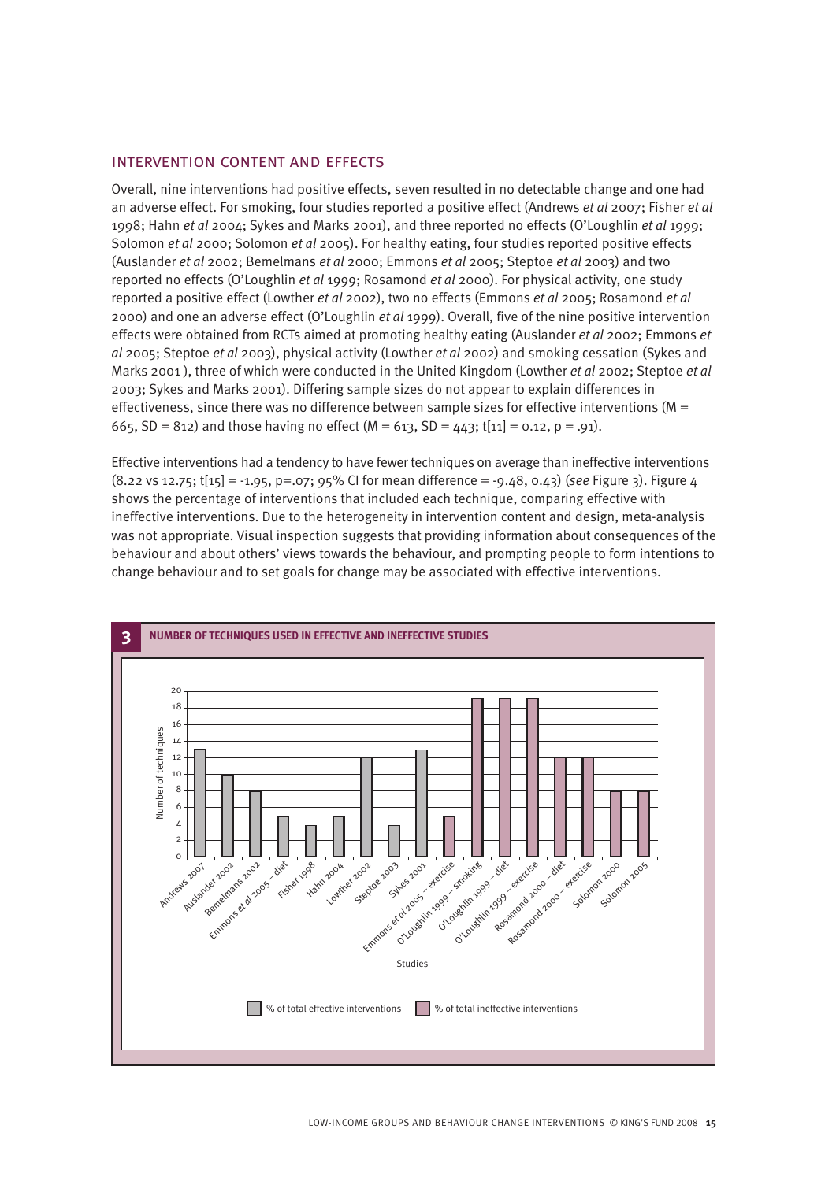## INTERVENTION CONTENT AND EFFECTS

Overall, nine interventions had positive effects, seven resulted in no detectable change and one had an adverse effect. For smoking, four studies reported a positive effect (Andrews *et al* 2007; Fisher *et al* 1998; Hahn *et al* 2004; Sykes and Marks 2001), and three reported no effects (O'Loughlin *et al* 1999; Solomon *et al* 2000; Solomon *et al* 2005). For healthy eating, four studies reported positive effects (Auslander *et al* 2002; Bemelmans *et al* 2000; Emmons *et al* 2005; Steptoe *et al* 2003) and two reported no effects (O'Loughlin *et al* 1999; Rosamond *et al* 2000). For physical activity, one study reported a positive effect (Lowther *et al* 2002), two no effects (Emmons *et al* 2005; Rosamond *et al* 2000) and one an adverse effect (O'Loughlin *et al* 1999). Overall, five of the nine positive intervention effects were obtained from RCTs aimed at promoting healthy eating (Auslander *et al* 2002; Emmons *et al* 2005; Steptoe *et al* 2003), physical activity (Lowther *et al* 2002) and smoking cessation (Sykes and Marks 2001 ), three of which were conducted in the United Kingdom (Lowther *et al* 2002; Steptoe *et al* 2003; Sykes and Marks 2001). Differing sample sizes do not appear to explain differences in effectiveness, since there was no difference between sample sizes for effective interventions ($M = 665$, $SD = 812$) and those having no effect ($M = 613$, $SD = 443$; $t[11] = 0.12$, $p = .91$).

Effective interventions had a tendency to have fewer techniques on average than ineffective interventions (8.22 vs 12.75; $t[15] = -1.95$, $p=.07$; 95% CI for mean difference = -9.48, 0.43) (*see* Figure 3). Figure 4 shows the percentage of interventions that included each technique, comparing effective with ineffective interventions. Due to the heterogeneity in intervention content and design, meta-analysis was not appropriate. Visual inspection suggests that providing information about consequences of the behaviour and about others' views towards the behaviour, and prompting people to form intentions to change behaviour and to set goals for change may be associated with effective interventions.

**3 NUMBER OF TECHNIQUES USED IN EFFECTIVE AND INEFFECTIVE STUDIES**

| Studies | Number of techniques | Type |
|---|---|---|
| Andrews 2007 | 13 | % of total effective interventions |
| Auslander 2002 | 10 | % of total effective interventions |
| Bemelmans 2002 | 8 | % of total effective interventions |
| Emmons *et al* 2005 – diet | 5 | % of total effective interventions |
| Fisher 1998 | 4 | % of total effective interventions |
| Hahn 2004 | 5 | % of total effective interventions |
| Lowther 2002 | 12 | % of total effective interventions |
| Steptoe 2003 | 4 | % of total effective interventions |
| Sykes 2001 | 13 | % of total effective interventions |
| Emmons *et al* 2005 – exercise | 5 | % of total ineffective interventions |
| O'Loughlin 1999 – smoking | 19 | % of total ineffective interventions |
| O'Loughlin 1999 – diet | 19 | % of total ineffective interventions |
| O'Loughlin 1999 – exercise | 19 | % of total ineffective interventions |
| Rosamond 2000 – diet | 12 | % of total ineffective interventions |
| Rosamond 2000 – exercise | 12 | % of total ineffective interventions |
| Solomon 2000 | 8 | % of total ineffective interventions |
| Solomon 2005 | 8 | % of total ineffective interventions |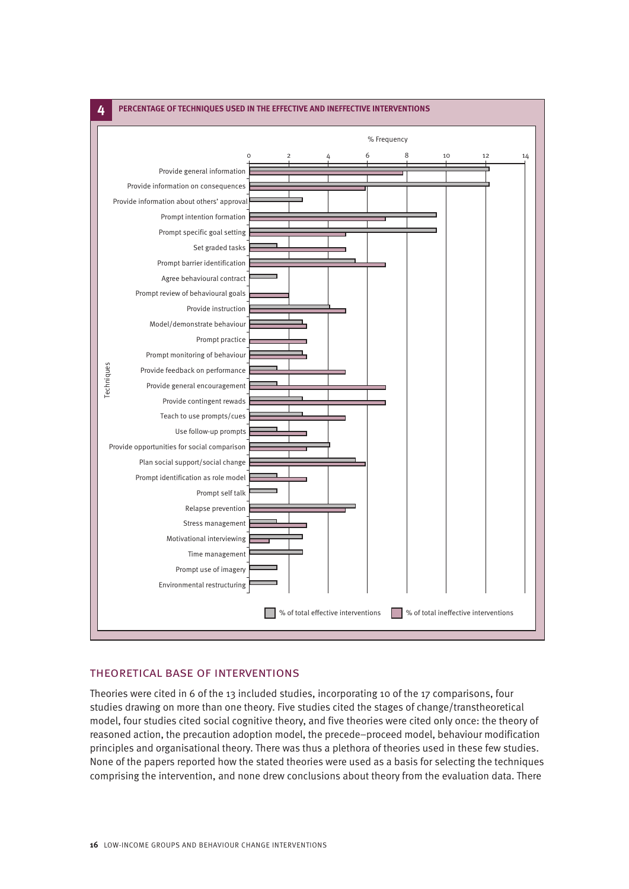**4 PERCENTAGE OF TECHNIQUES USED IN THE EFFECTIVE AND INEFFECTIVE INTERVENTIONS**

## THEORETICAL BASE OF INTERVENTIONS

Theories were cited in 6 of the 13 included studies, incorporating 10 of the 17 comparisons, four studies drawing on more than one theory. Five studies cited the stages of change/transtheoretical model, four studies cited social cognitive theory, and five theories were cited only once: the theory of reasoned action, the precaution adoption model, the precede–proceed model, behaviour modification principles and organisational theory. There was thus a plethora of theories used in these few studies. None of the papers reported how the stated theories were used as a basis for selecting the techniques comprising the intervention, and none drew conclusions about theory from the evaluation data. There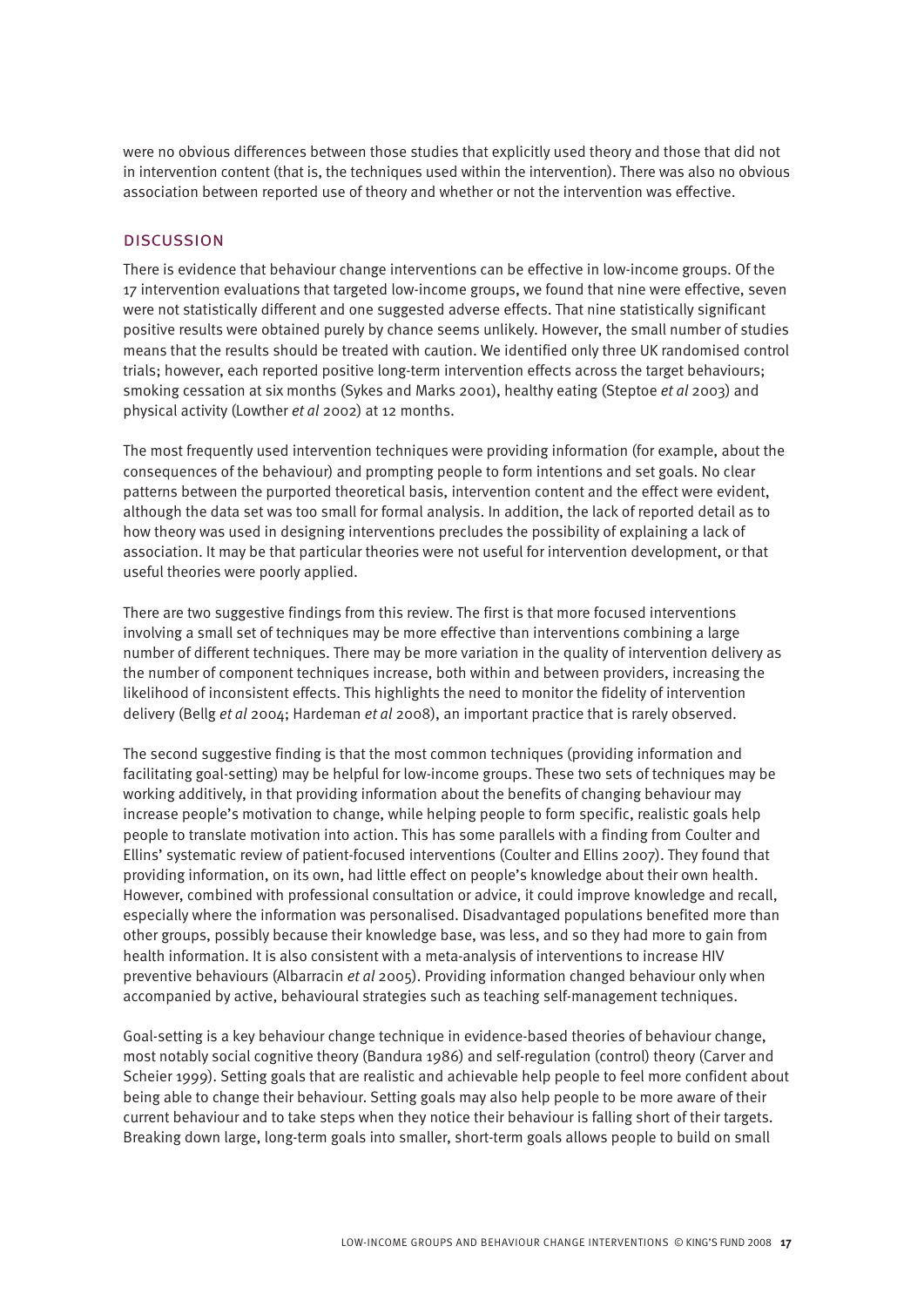were no obvious differences between those studies that explicitly used theory and those that did not in intervention content (that is, the techniques used within the intervention). There was also no obvious association between reported use of theory and whether or not the intervention was effective.

## Discussion

There is evidence that behaviour change interventions can be effective in low-income groups. Of the 17 intervention evaluations that targeted low-income groups, we found that nine were effective, seven were not statistically different and one suggested adverse effects. That nine statistically significant positive results were obtained purely by chance seems unlikely. However, the small number of studies means that the results should be treated with caution. We identified only three UK randomised control trials; however, each reported positive long-term intervention effects across the target behaviours; smoking cessation at six months (Sykes and Marks 2001), healthy eating (Steptoe *et al* 2003) and physical activity (Lowther *et al* 2002) at 12 months.

The most frequently used intervention techniques were providing information (for example, about the consequences of the behaviour) and prompting people to form intentions and set goals. No clear patterns between the purported theoretical basis, intervention content and the effect were evident, although the data set was too small for formal analysis. In addition, the lack of reported detail as to how theory was used in designing interventions precludes the possibility of explaining a lack of association. It may be that particular theories were not useful for intervention development, or that useful theories were poorly applied.

There are two suggestive findings from this review. The first is that more focused interventions involving a small set of techniques may be more effective than interventions combining a large number of different techniques. There may be more variation in the quality of intervention delivery as the number of component techniques increase, both within and between providers, increasing the likelihood of inconsistent effects. This highlights the need to monitor the fidelity of intervention delivery (Bellg *et al* 2004; Hardeman *et al* 2008), an important practice that is rarely observed.

The second suggestive finding is that the most common techniques (providing information and facilitating goal-setting) may be helpful for low-income groups. These two sets of techniques may be working additively, in that providing information about the benefits of changing behaviour may increase people's motivation to change, while helping people to form specific, realistic goals help people to translate motivation into action. This has some parallels with a finding from Coulter and Ellins' systematic review of patient-focused interventions (Coulter and Ellins 2007). They found that providing information, on its own, had little effect on people's knowledge about their own health. However, combined with professional consultation or advice, it could improve knowledge and recall, especially where the information was personalised. Disadvantaged populations benefited more than other groups, possibly because their knowledge base, was less, and so they had more to gain from health information. It is also consistent with a meta-analysis of interventions to increase HIV preventive behaviours (Albarracin *et al* 2005). Providing information changed behaviour only when accompanied by active, behavioural strategies such as teaching self-management techniques.

Goal-setting is a key behaviour change technique in evidence-based theories of behaviour change, most notably social cognitive theory (Bandura 1986) and self-regulation (control) theory (Carver and Scheier 1999). Setting goals that are realistic and achievable help people to feel more confident about being able to change their behaviour. Setting goals may also help people to be more aware of their current behaviour and to take steps when they notice their behaviour is falling short of their targets. Breaking down large, long-term goals into smaller, short-term goals allows people to build on small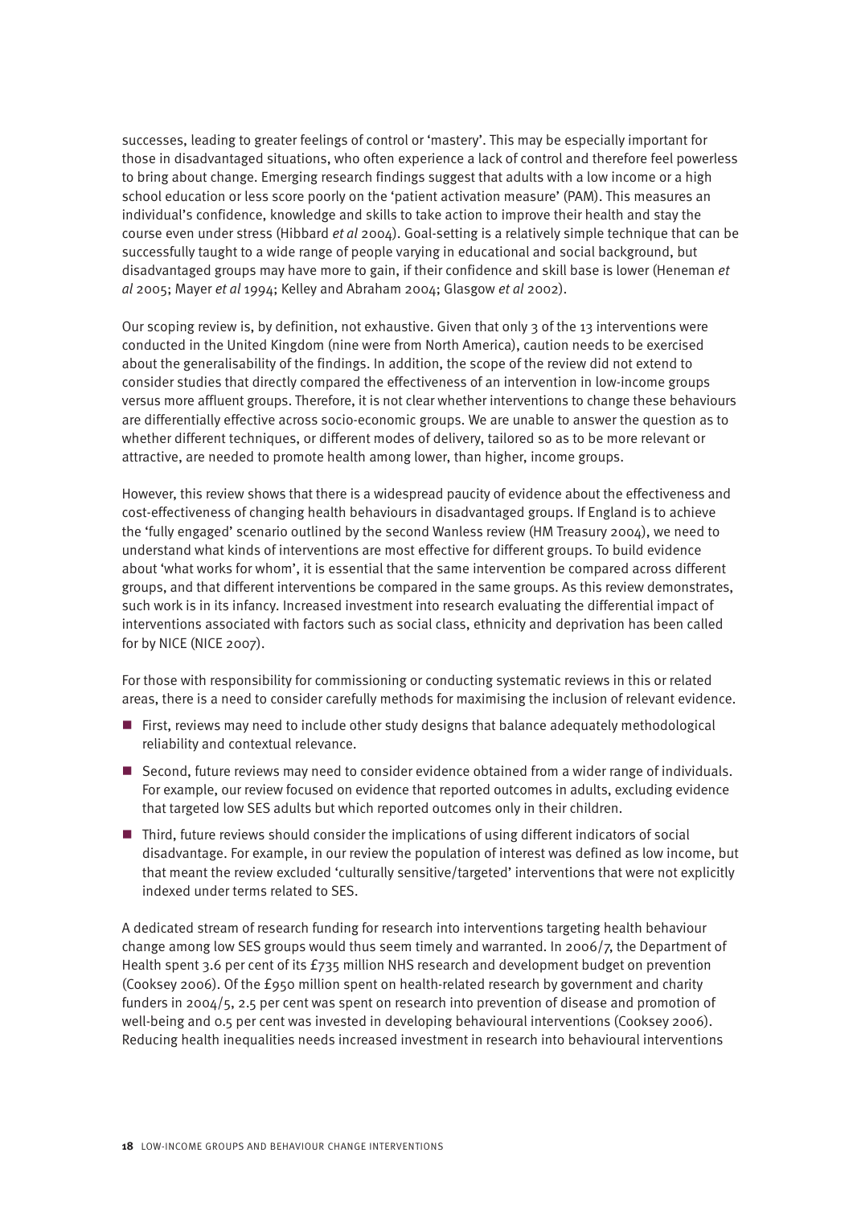successes, leading to greater feelings of control or 'mastery'. This may be especially important for those in disadvantaged situations, who often experience a lack of control and therefore feel powerless to bring about change. Emerging research findings suggest that adults with a low income or a high school education or less score poorly on the 'patient activation measure' (PAM). This measures an individual's confidence, knowledge and skills to take action to improve their health and stay the course even under stress (Hibbard *et al* 2004). Goal-setting is a relatively simple technique that can be successfully taught to a wide range of people varying in educational and social background, but disadvantaged groups may have more to gain, if their confidence and skill base is lower (Heneman *et al* 2005; Mayer *et al* 1994; Kelley and Abraham 2004; Glasgow *et al* 2002).

Our scoping review is, by definition, not exhaustive. Given that only 3 of the 13 interventions were conducted in the United Kingdom (nine were from North America), caution needs to be exercised about the generalisability of the findings. In addition, the scope of the review did not extend to consider studies that directly compared the effectiveness of an intervention in low-income groups versus more affluent groups. Therefore, it is not clear whether interventions to change these behaviours are differentially effective across socio-economic groups. We are unable to answer the question as to whether different techniques, or different modes of delivery, tailored so as to be more relevant or attractive, are needed to promote health among lower, than higher, income groups.

However, this review shows that there is a widespread paucity of evidence about the effectiveness and cost-effectiveness of changing health behaviours in disadvantaged groups. If England is to achieve the 'fully engaged' scenario outlined by the second Wanless review (HM Treasury 2004), we need to understand what kinds of interventions are most effective for different groups. To build evidence about 'what works for whom', it is essential that the same intervention be compared across different groups, and that different interventions be compared in the same groups. As this review demonstrates, such work is in its infancy. Increased investment into research evaluating the differential impact of interventions associated with factors such as social class, ethnicity and deprivation has been called for by NICE (NICE 2007).

For those with responsibility for commissioning or conducting systematic reviews in this or related areas, there is a need to consider carefully methods for maximising the inclusion of relevant evidence.

- First, reviews may need to include other study designs that balance adequately methodological reliability and contextual relevance.
- Second, future reviews may need to consider evidence obtained from a wider range of individuals. For example, our review focused on evidence that reported outcomes in adults, excluding evidence that targeted low SES adults but which reported outcomes only in their children.
- Third, future reviews should consider the implications of using different indicators of social disadvantage. For example, in our review the population of interest was defined as low income, but that meant the review excluded 'culturally sensitive/targeted' interventions that were not explicitly indexed under terms related to SES.

A dedicated stream of research funding for research into interventions targeting health behaviour change among low SES groups would thus seem timely and warranted. In 2006/7, the Department of Health spent 3.6 per cent of its £735 million NHS research and development budget on prevention (Cooksey 2006). Of the £950 million spent on health-related research by government and charity funders in 2004/5, 2.5 per cent was spent on research into prevention of disease and promotion of well-being and 0.5 per cent was invested in developing behavioural interventions (Cooksey 2006). Reducing health inequalities needs increased investment in research into behavioural interventions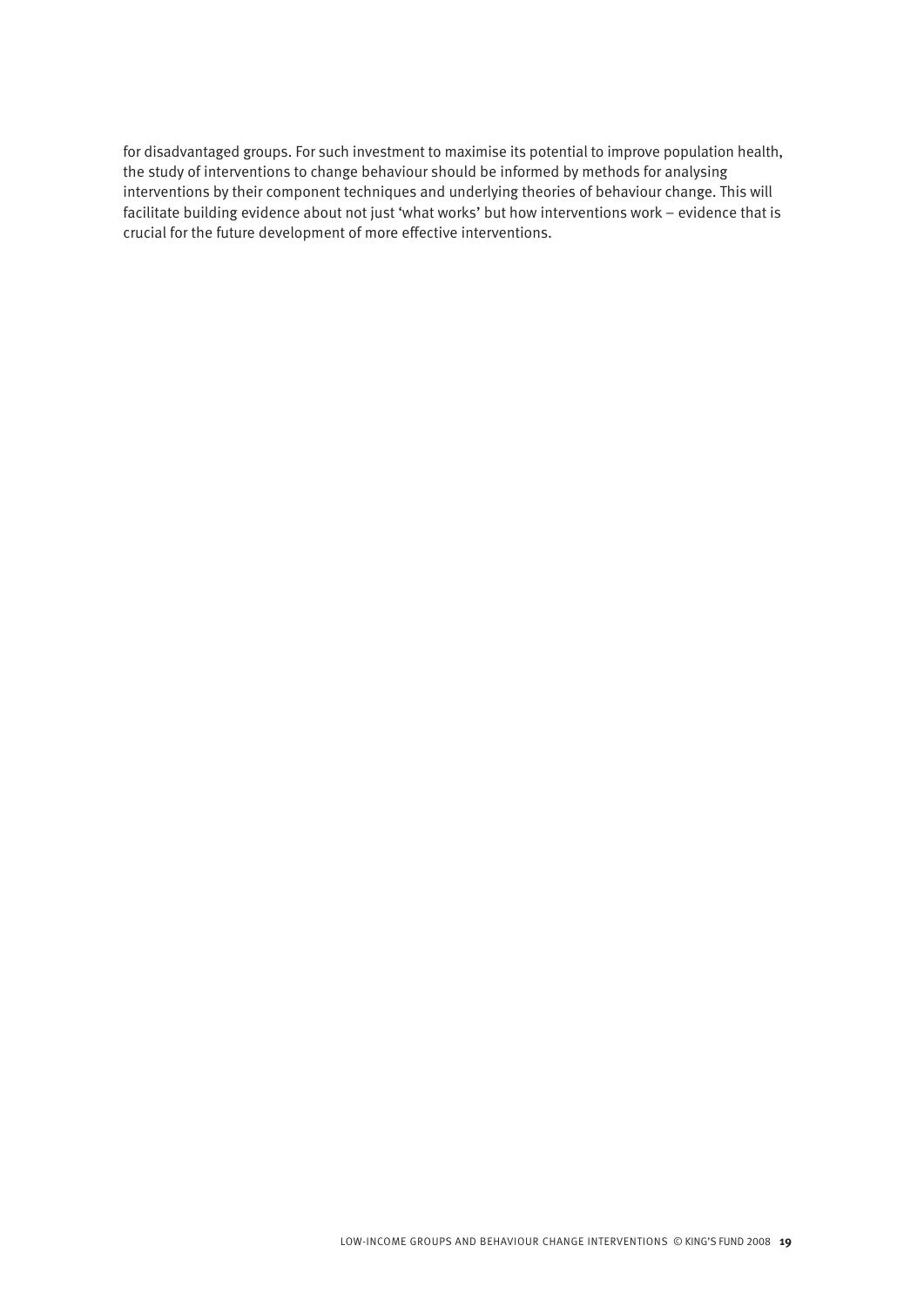for disadvantaged groups. For such investment to maximise its potential to improve population health, the study of interventions to change behaviour should be informed by methods for analysing interventions by their component techniques and underlying theories of behaviour change. This will facilitate building evidence about not just 'what works' but how interventions work – evidence that is crucial for the future development of more effective interventions.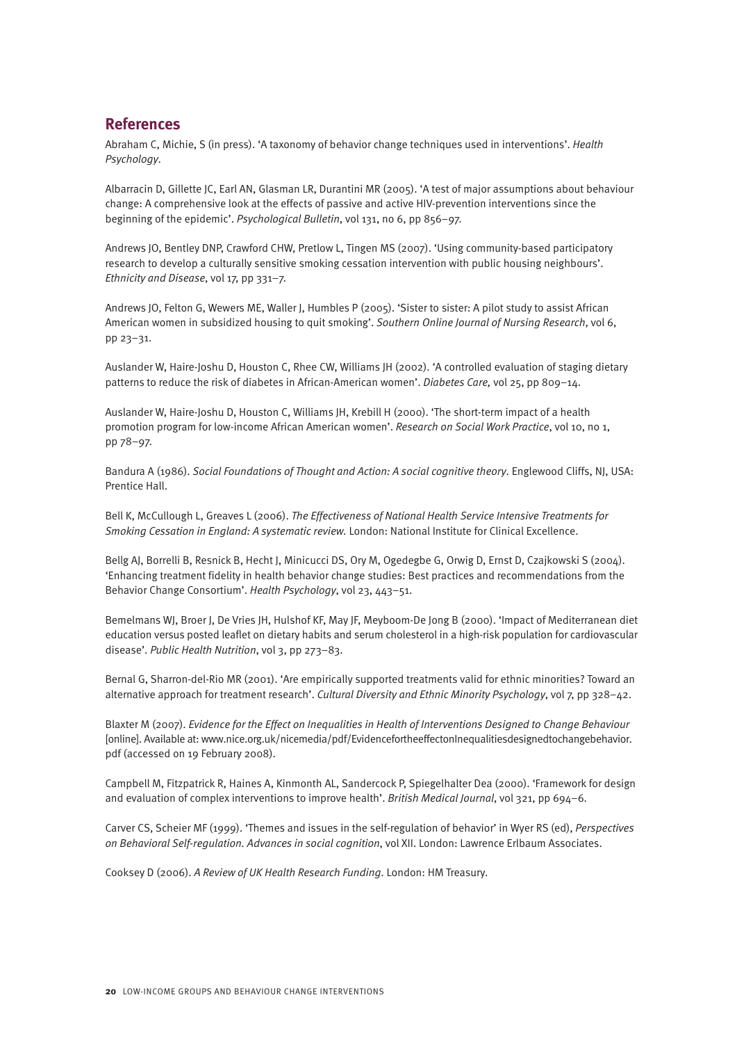## References

Abraham C, Michie, S (in press). 'A taxonomy of behavior change techniques used in interventions'. *Health Psychology*.

Albarracin D, Gillette JC, Earl AN, Glasman LR, Durantini MR (2005). 'A test of major assumptions about behaviour change: A comprehensive look at the effects of passive and active HIV-prevention interventions since the beginning of the epidemic'. *Psychological Bulletin*, vol 131, no 6, pp 856–97.

Andrews JO, Bentley DNP, Crawford CHW, Pretlow L, Tingen MS (2007). 'Using community-based participatory research to develop a culturally sensitive smoking cessation intervention with public housing neighbours'. *Ethnicity and Disease*, vol 17, pp 331–7.

Andrews JO, Felton G, Wewers ME, Waller J, Humbles P (2005). 'Sister to sister: A pilot study to assist African American women in subsidized housing to quit smoking'. *Southern Online Journal of Nursing Research*, vol 6, pp 23–31.

Auslander W, Haire-Joshu D, Houston C, Rhee CW, Williams JH (2002). 'A controlled evaluation of staging dietary patterns to reduce the risk of diabetes in African-American women'. *Diabetes Care,* vol 25, pp 809–14.

Auslander W, Haire-Joshu D, Houston C, Williams JH, Krebill H (2000). 'The short-term impact of a health promotion program for low-income African American women'. *Research on Social Work Practice*, vol 10, no 1, pp 78–97.

Bandura A (1986). *Social Foundations of Thought and Action: A social cognitive theory*. Englewood Cliffs, NJ, USA: Prentice Hall.

Bell K, McCullough L, Greaves L (2006). *The Effectiveness of National Health Service Intensive Treatments for Smoking Cessation in England: A systematic review.* London: National Institute for Clinical Excellence.

Bellg AJ, Borrelli B, Resnick B, Hecht J, Minicucci DS, Ory M, Ogedegbe G, Orwig D, Ernst D, Czajkowski S (2004). 'Enhancing treatment fidelity in health behavior change studies: Best practices and recommendations from the Behavior Change Consortium'. *Health Psychology*, vol 23, 443–51.

Bemelmans WJ, Broer J, De Vries JH, Hulshof KF, May JF, Meyboom-De Jong B (2000). 'Impact of Mediterranean diet education versus posted leaflet on dietary habits and serum cholesterol in a high-risk population for cardiovascular disease'. *Public Health Nutrition*, vol 3, pp 273–83.

Bernal G, Sharron-del-Rio MR (2001). 'Are empirically supported treatments valid for ethnic minorities? Toward an alternative approach for treatment research'. *Cultural Diversity and Ethnic Minority Psychology*, vol 7, pp 328–42.

Blaxter M (2007). *Evidence for the Effect on Inequalities in Health of Interventions Designed to Change Behaviour* [online]. Available at: www.nice.org.uk/nicemedia/pdf/EvidencefortheeffectonInequalitiesdesignedtochangebehavior.pdf (accessed on 19 February 2008).

Campbell M, Fitzpatrick R, Haines A, Kinmonth AL, Sandercock P, Spiegelhalter Dea (2000). 'Framework for design and evaluation of complex interventions to improve health'. *British Medical Journal*, vol 321, pp 694–6.

Carver CS, Scheier MF (1999). 'Themes and issues in the self-regulation of behavior' in Wyer RS (ed), *Perspectives on Behavioral Self-regulation. Advances in social cognition*, vol XII. London: Lawrence Erlbaum Associates.

Cooksey D (2006). *A Review of UK Health Research Funding*. London: HM Treasury.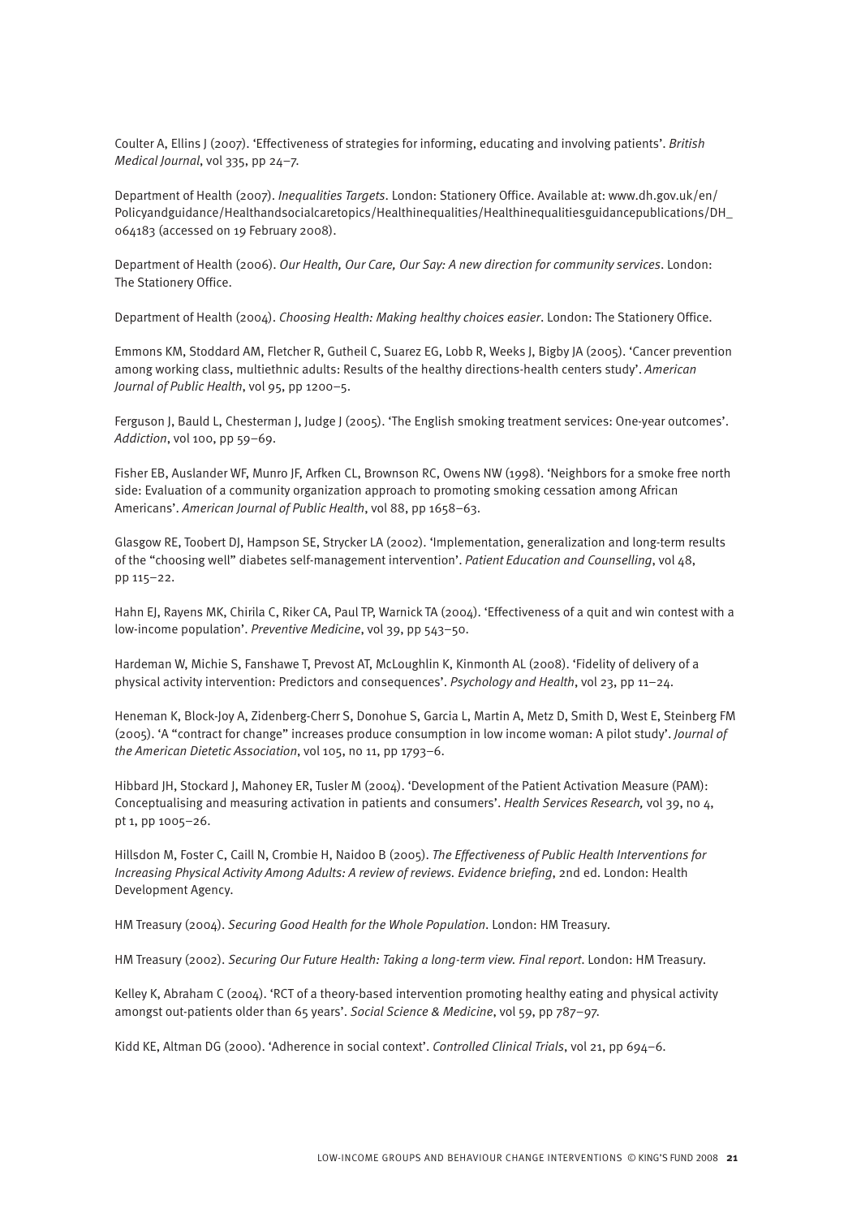Coulter A, Ellins J (2007). 'Effectiveness of strategies for informing, educating and involving patients'. *British Medical Journal*, vol 335, pp 24–7.

Department of Health (2007). *Inequalities Targets*. London: Stationery Office. Available at: www.dh.gov.uk/en/Policyandguidance/Healthandsocialcaretopics/Healthinequalities/Healthinequalitiesguidancepublications/DH_064183 (accessed on 19 February 2008).

Department of Health (2006). *Our Health, Our Care, Our Say: A new direction for community services*. London: The Stationery Office.

Department of Health (2004). *Choosing Health: Making healthy choices easier*. London: The Stationery Office.

Emmons KM, Stoddard AM, Fletcher R, Gutheil C, Suarez EG, Lobb R, Weeks J, Bigby JA (2005). 'Cancer prevention among working class, multiethnic adults: Results of the healthy directions-health centers study'. *American Journal of Public Health*, vol 95, pp 1200–5.

Ferguson J, Bauld L, Chesterman J, Judge J (2005). 'The English smoking treatment services: One-year outcomes'. *Addiction*, vol 100, pp 59–69.

Fisher EB, Auslander WF, Munro JF, Arfken CL, Brownson RC, Owens NW (1998). 'Neighbors for a smoke free north side: Evaluation of a community organization approach to promoting smoking cessation among African Americans'. *American Journal of Public Health*, vol 88, pp 1658–63.

Glasgow RE, Toobert DJ, Hampson SE, Strycker LA (2002). 'Implementation, generalization and long-term results of the "choosing well" diabetes self-management intervention'. *Patient Education and Counselling*, vol 48, pp 115–22.

Hahn EJ, Rayens MK, Chirila C, Riker CA, Paul TP, Warnick TA (2004). 'Effectiveness of a quit and win contest with a low-income population'. *Preventive Medicine*, vol 39, pp 543–50.

Hardeman W, Michie S, Fanshawe T, Prevost AT, McLoughlin K, Kinmonth AL (2008). 'Fidelity of delivery of a physical activity intervention: Predictors and consequences'. *Psychology and Health*, vol 23, pp 11–24.

Heneman K, Block-Joy A, Zidenberg-Cherr S, Donohue S, Garcia L, Martin A, Metz D, Smith D, West E, Steinberg FM (2005). 'A "contract for change" increases produce consumption in low income woman: A pilot study'. *Journal of the American Dietetic Association*, vol 105, no 11, pp 1793–6.

Hibbard JH, Stockard J, Mahoney ER, Tusler M (2004). 'Development of the Patient Activation Measure (PAM): Conceptualising and measuring activation in patients and consumers'. *Health Services Research,* vol 39, no 4, pt 1, pp 1005–26.

Hillsdon M, Foster C, Caill N, Crombie H, Naidoo B (2005). *The Effectiveness of Public Health Interventions for Increasing Physical Activity Among Adults: A review of reviews. Evidence briefing*, 2nd ed. London: Health Development Agency.

HM Treasury (2004). *Securing Good Health for the Whole Population*. London: HM Treasury.

HM Treasury (2002). *Securing Our Future Health: Taking a long-term view. Final report*. London: HM Treasury.

Kelley K, Abraham C (2004). 'RCT of a theory-based intervention promoting healthy eating and physical activity amongst out-patients older than 65 years'. *Social Science & Medicine*, vol 59, pp 787–97.

Kidd KE, Altman DG (2000). 'Adherence in social context'. *Controlled Clinical Trials*, vol 21, pp 694–6.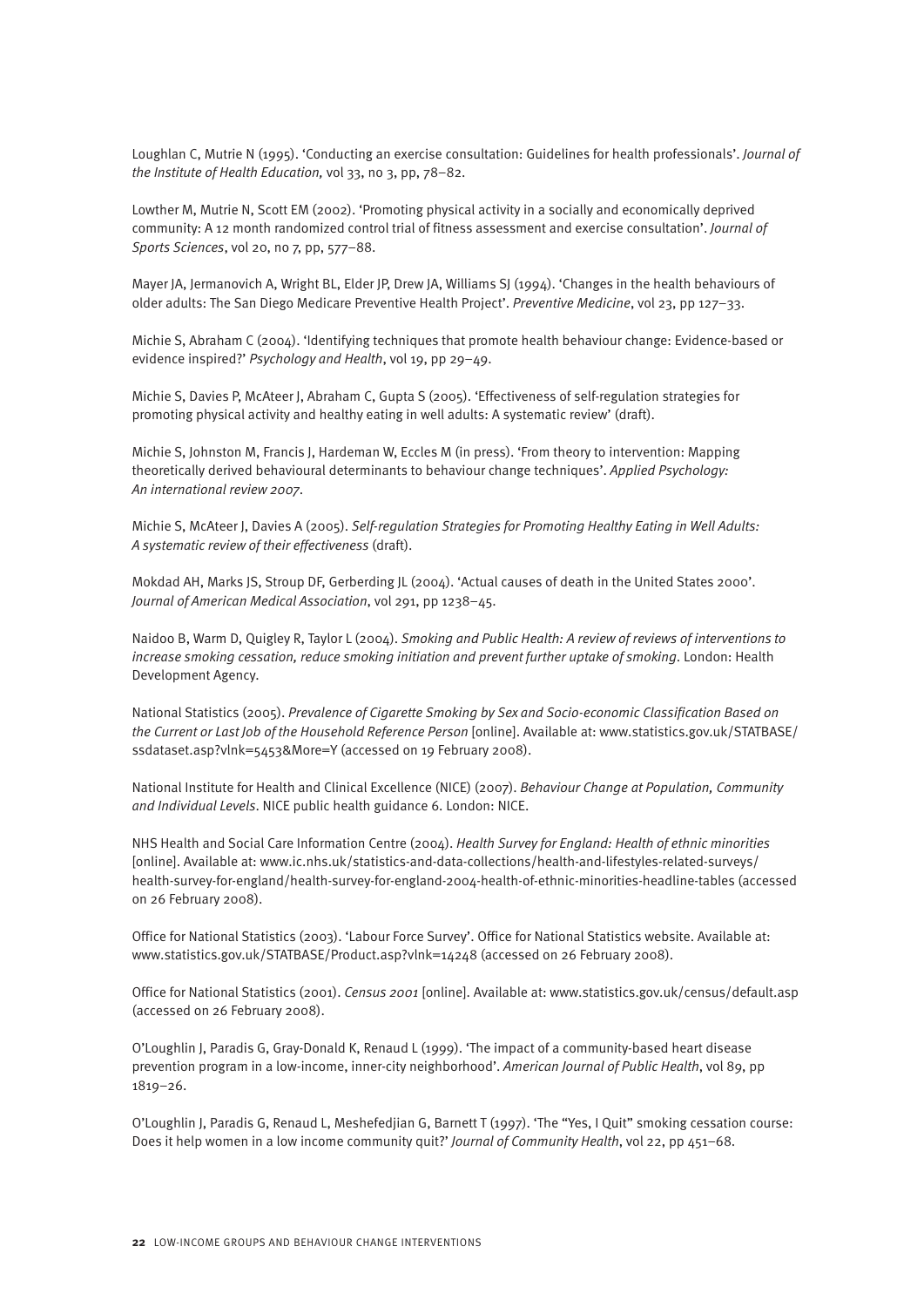Loughlan C, Mutrie N (1995). 'Conducting an exercise consultation: Guidelines for health professionals'. *Journal of the Institute of Health Education,* vol 33, no 3, pp, 78–82.

Lowther M, Mutrie N, Scott EM (2002). 'Promoting physical activity in a socially and economically deprived community: A 12 month randomized control trial of fitness assessment and exercise consultation'. *Journal of Sports Sciences*, vol 20, no 7, pp, 577–88.

Mayer JA, Jermanovich A, Wright BL, Elder JP, Drew JA, Williams SJ (1994). 'Changes in the health behaviours of older adults: The San Diego Medicare Preventive Health Project'. *Preventive Medicine*, vol 23, pp 127–33.

Michie S, Abraham C (2004). 'Identifying techniques that promote health behaviour change: Evidence-based or evidence inspired?' *Psychology and Health*, vol 19, pp 29–49.

Michie S, Davies P, McAteer J, Abraham C, Gupta S (2005). 'Effectiveness of self-regulation strategies for promoting physical activity and healthy eating in well adults: A systematic review' (draft).

Michie S, Johnston M, Francis J, Hardeman W, Eccles M (in press). 'From theory to intervention: Mapping theoretically derived behavioural determinants to behaviour change techniques'. *Applied Psychology: An international review 2007*.

Michie S, McAteer J, Davies A (2005). *Self-regulation Strategies for Promoting Healthy Eating in Well Adults: A systematic review of their effectiveness* (draft).

Mokdad AH, Marks JS, Stroup DF, Gerberding JL (2004). 'Actual causes of death in the United States 2000'. *Journal of American Medical Association*, vol 291, pp 1238–45.

Naidoo B, Warm D, Quigley R, Taylor L (2004). *Smoking and Public Health: A review of reviews of interventions to increase smoking cessation, reduce smoking initiation and prevent further uptake of smoking*. London: Health Development Agency.

National Statistics (2005). *Prevalence of Cigarette Smoking by Sex and Socio-economic Classification Based on the Current or Last Job of the Household Reference Person* [online]. Available at: www.statistics.gov.uk/STATBASE/ssdataset.asp?vlnk=5453&More=Y (accessed on 19 February 2008).

National Institute for Health and Clinical Excellence (NICE) (2007). *Behaviour Change at Population, Community and Individual Levels*. NICE public health guidance 6. London: NICE.

NHS Health and Social Care Information Centre (2004). *Health Survey for England: Health of ethnic minorities* [online]. Available at: www.ic.nhs.uk/statistics-and-data-collections/health-and-lifestyles-related-surveys/health-survey-for-england/health-survey-for-england-2004-health-of-ethnic-minorities-headline-tables (accessed on 26 February 2008).

Office for National Statistics (2003). 'Labour Force Survey'. Office for National Statistics website. Available at: www.statistics.gov.uk/STATBASE/Product.asp?vlnk=14248 (accessed on 26 February 2008).

Office for National Statistics (2001). *Census 2001* [online]. Available at: www.statistics.gov.uk/census/default.asp (accessed on 26 February 2008).

O'Loughlin J, Paradis G, Gray-Donald K, Renaud L (1999). 'The impact of a community-based heart disease prevention program in a low-income, inner-city neighborhood'. *American Journal of Public Health*, vol 89, pp 1819–26.

O'Loughlin J, Paradis G, Renaud L, Meshefedjian G, Barnett T (1997). 'The "Yes, I Quit" smoking cessation course: Does it help women in a low income community quit?' *Journal of Community Health*, vol 22, pp 451–68.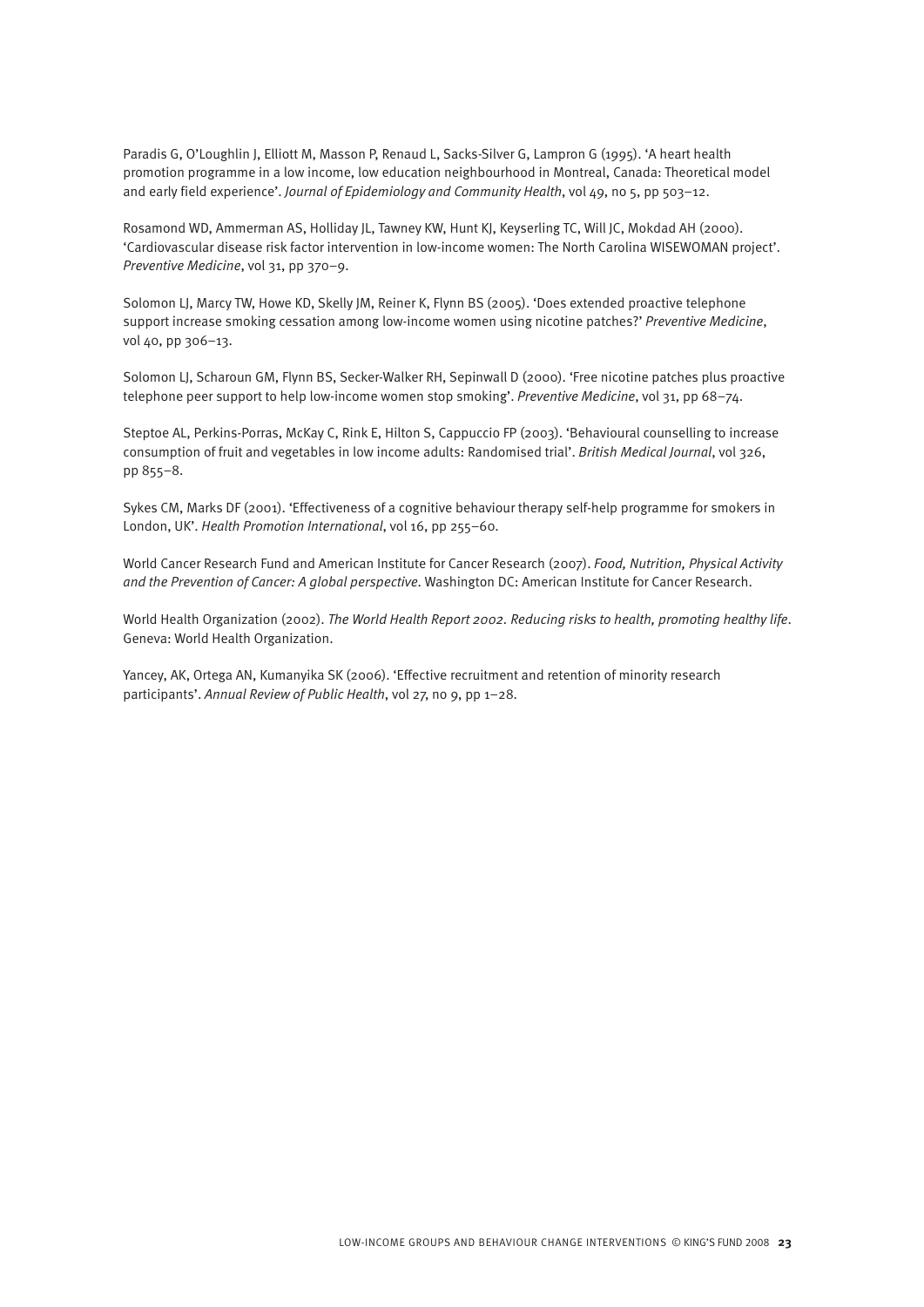Paradis G, O'Loughlin J, Elliott M, Masson P, Renaud L, Sacks-Silver G, Lampron G (1995). 'A heart health promotion programme in a low income, low education neighbourhood in Montreal, Canada: Theoretical model and early field experience'. *Journal of Epidemiology and Community Health*, vol 49, no 5, pp 503–12.

Rosamond WD, Ammerman AS, Holliday JL, Tawney KW, Hunt KJ, Keyserling TC, Will JC, Mokdad AH (2000). 'Cardiovascular disease risk factor intervention in low-income women: The North Carolina WISEWOMAN project'. *Preventive Medicine*, vol 31, pp 370–9.

Solomon LJ, Marcy TW, Howe KD, Skelly JM, Reiner K, Flynn BS (2005). 'Does extended proactive telephone support increase smoking cessation among low-income women using nicotine patches?' *Preventive Medicine*, vol 40, pp 306–13.

Solomon LJ, Scharoun GM, Flynn BS, Secker-Walker RH, Sepinwall D (2000). 'Free nicotine patches plus proactive telephone peer support to help low-income women stop smoking'. *Preventive Medicine*, vol 31, pp 68–74.

Steptoe AL, Perkins-Porras, McKay C, Rink E, Hilton S, Cappuccio FP (2003). 'Behavioural counselling to increase consumption of fruit and vegetables in low income adults: Randomised trial'. *British Medical Journal*, vol 326, pp 855–8.

Sykes CM, Marks DF (2001). 'Effectiveness of a cognitive behaviour therapy self-help programme for smokers in London, UK'. *Health Promotion International*, vol 16, pp 255–60.

World Cancer Research Fund and American Institute for Cancer Research (2007). *Food, Nutrition, Physical Activity and the Prevention of Cancer: A global perspective*. Washington DC: American Institute for Cancer Research.

World Health Organization (2002). *The World Health Report 2002. Reducing risks to health, promoting healthy life*. Geneva: World Health Organization.

Yancey, AK, Ortega AN, Kumanyika SK (2006). 'Effective recruitment and retention of minority research participants'. *Annual Review of Public Health*, vol 27, no 9, pp 1–28.